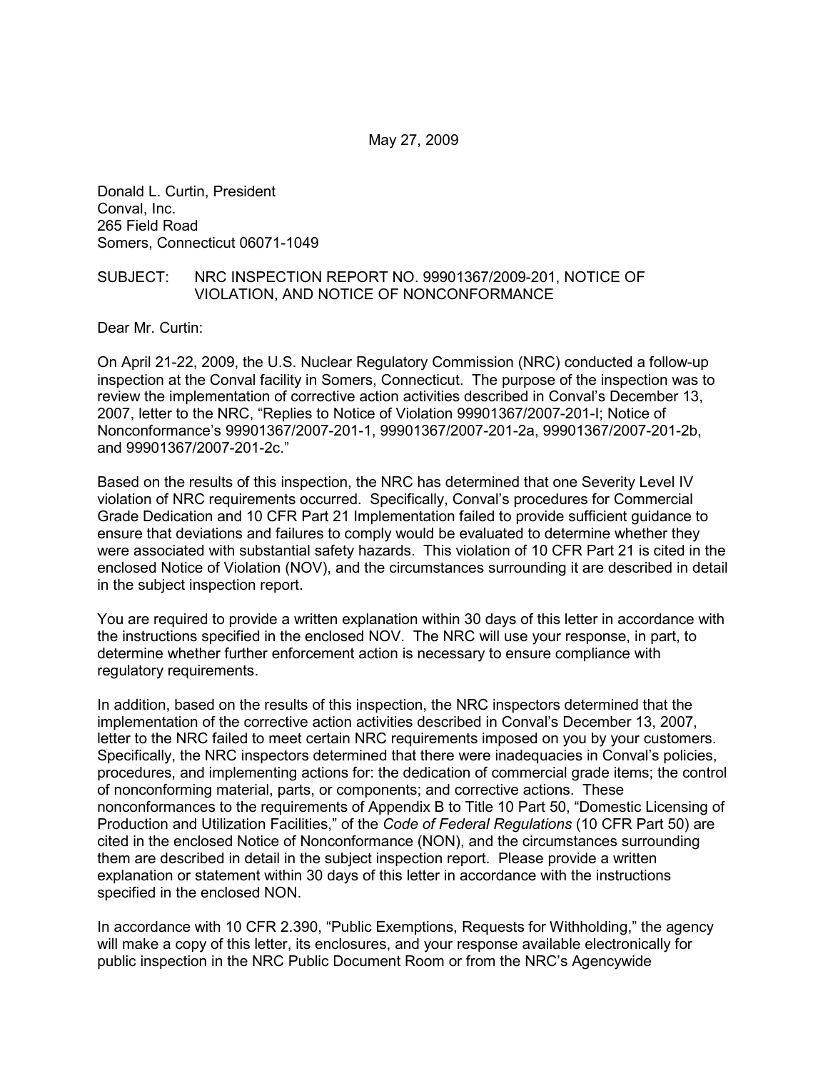May 27, 2009

Donald L. Curtin, President
Conval, Inc.
265 Field Road
Somers, Connecticut 06071-1049

SUBJECT: NRC INSPECTION REPORT NO. 99901367/2009-201, NOTICE OF VIOLATION, AND NOTICE OF NONCONFORMANCE

Dear Mr. Curtin:

On April 21-22, 2009, the U.S. Nuclear Regulatory Commission (NRC) conducted a follow-up inspection at the Conval facility in Somers, Connecticut. The purpose of the inspection was to review the implementation of corrective action activities described in Conval's December 13, 2007, letter to the NRC, "Replies to Notice of Violation 99901367/2007-201-I; Notice of Nonconformance's 99901367/2007-201-1, 99901367/2007-201-2a, 99901367/2007-201-2b, and 99901367/2007-201-2c."

Based on the results of this inspection, the NRC has determined that one Severity Level IV violation of NRC requirements occurred. Specifically, Conval's procedures for Commercial Grade Dedication and 10 CFR Part 21 Implementation failed to provide sufficient guidance to ensure that deviations and failures to comply would be evaluated to determine whether they were associated with substantial safety hazards. This violation of 10 CFR Part 21 is cited in the enclosed Notice of Violation (NOV), and the circumstances surrounding it are described in detail in the subject inspection report.

You are required to provide a written explanation within 30 days of this letter in accordance with the instructions specified in the enclosed NOV. The NRC will use your response, in part, to determine whether further enforcement action is necessary to ensure compliance with regulatory requirements.

In addition, based on the results of this inspection, the NRC inspectors determined that the implementation of the corrective action activities described in Conval's December 13, 2007, letter to the NRC failed to meet certain NRC requirements imposed on you by your customers. Specifically, the NRC inspectors determined that there were inadequacies in Conval's policies, procedures, and implementing actions for: the dedication of commercial grade items; the control of nonconforming material, parts, or components; and corrective actions. These nonconformances to the requirements of Appendix B to Title 10 Part 50, "Domestic Licensing of Production and Utilization Facilities," of the *Code of Federal Regulations* (10 CFR Part 50) are cited in the enclosed Notice of Nonconformance (NON), and the circumstances surrounding them are described in detail in the subject inspection report. Please provide a written explanation or statement within 30 days of this letter in accordance with the instructions specified in the enclosed NON.

In accordance with 10 CFR 2.390, "Public Exemptions, Requests for Withholding," the agency will make a copy of this letter, its enclosures, and your response available electronically for public inspection in the NRC Public Document Room or from the NRC's Agencywide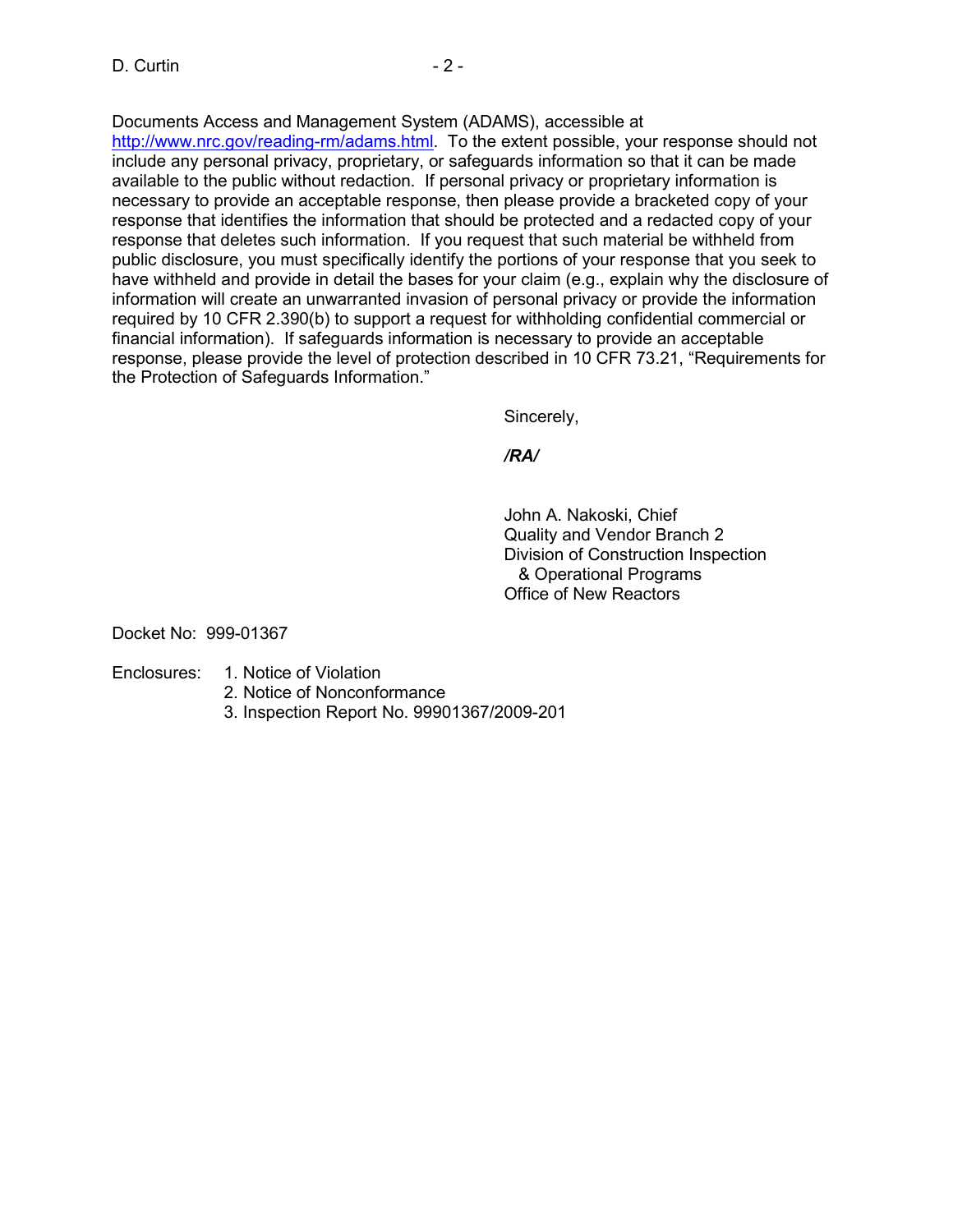Documents Access and Management System (ADAMS), accessible at http://www.nrc.gov/reading-rm/adams.html. To the extent possible, your response should not include any personal privacy, proprietary, or safeguards information so that it can be made available to the public without redaction. If personal privacy or proprietary information is necessary to provide an acceptable response, then please provide a bracketed copy of your response that identifies the information that should be protected and a redacted copy of your response that deletes such information. If you request that such material be withheld from public disclosure, you must specifically identify the portions of your response that you seek to have withheld and provide in detail the bases for your claim (e.g., explain why the disclosure of information will create an unwarranted invasion of personal privacy or provide the information required by 10 CFR 2.390(b) to support a request for withholding confidential commercial or financial information). If safeguards information is necessary to provide an acceptable response, please provide the level of protection described in 10 CFR 73.21, "Requirements for the Protection of Safeguards Information."

Sincerely,

***/RA/***

John A. Nakoski, Chief
Quality and Vendor Branch 2
Division of Construction Inspection
& Operational Programs
Office of New Reactors

Docket No: 999-01367

Enclosures:
1. Notice of Violation
2. Notice of Nonconformance
3. Inspection Report No. 99901367/2009-201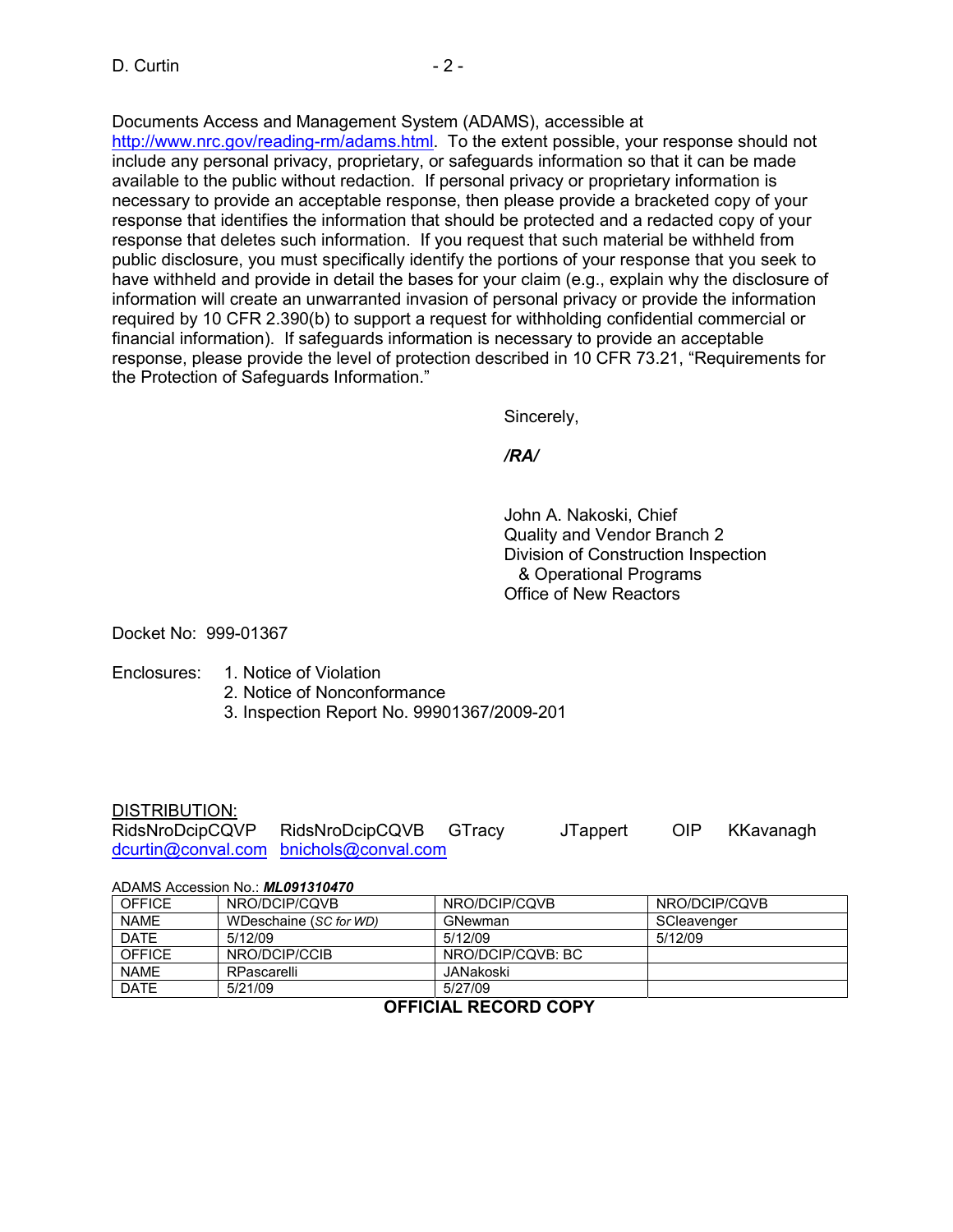Documents Access and Management System (ADAMS), accessible at http://www.nrc.gov/reading-rm/adams.html. To the extent possible, your response should not include any personal privacy, proprietary, or safeguards information so that it can be made available to the public without redaction. If personal privacy or proprietary information is necessary to provide an acceptable response, then please provide a bracketed copy of your response that identifies the information that should be protected and a redacted copy of your response that deletes such information. If you request that such material be withheld from public disclosure, you must specifically identify the portions of your response that you seek to have withheld and provide in detail the bases for your claim (e.g., explain why the disclosure of information will create an unwarranted invasion of personal privacy or provide the information required by 10 CFR 2.390(b) to support a request for withholding confidential commercial or financial information). If safeguards information is necessary to provide an acceptable response, please provide the level of protection described in 10 CFR 73.21, "Requirements for the Protection of Safeguards Information."

Sincerely,

*/RA/*

John A. Nakoski, Chief
Quality and Vendor Branch 2
Division of Construction Inspection
& Operational Programs
Office of New Reactors

Docket No: 999-01367

Enclosures:
1. Notice of Violation
2. Notice of Nonconformance
3. Inspection Report No. 99901367/2009-201

DISTRIBUTION:
RidsNroDcipCQVP RidsNroDcipCQVB GTracy JTappert OIP KKavanagh
dcurtin@conval.com bnichols@conval.com

ADAMS Accession No.: ***ML091310470***

| OFFICE | NRO/DCIP/CQVB | NRO/DCIP/CQVB | NRO/DCIP/CQVB |
|---|---|---|---|
| NAME | WDeschaine (*SC for WD*) | GNewman | SCleavenger |
| DATE | 5/12/09 | 5/12/09 | 5/12/09 |
| OFFICE | NRO/DCIP/CCIB | NRO/DCIP/CQVB: BC | |
| NAME | RPascarelli | JANakoski | |
| DATE | 5/21/09 | 5/27/09 | |

**OFFICIAL RECORD COPY**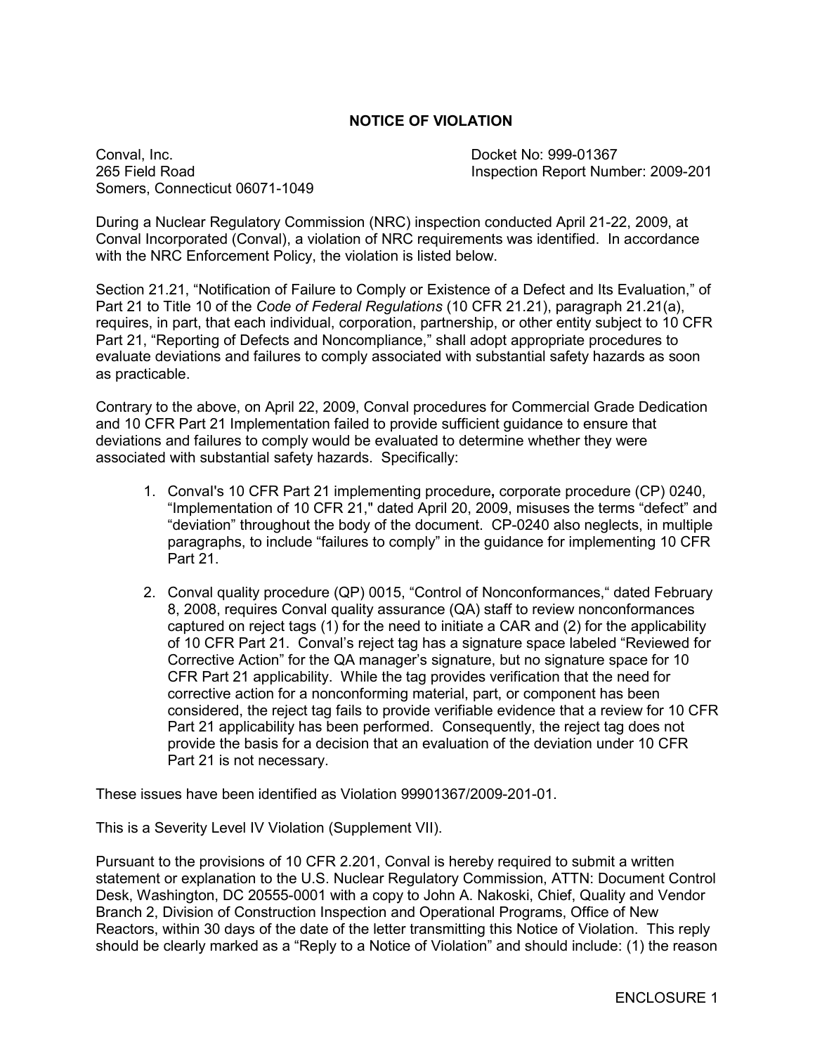## NOTICE OF VIOLATION

Conval, Inc.
265 Field Road
Somers, Connecticut 06071-1049

Docket No: 999-01367
Inspection Report Number: 2009-201

During a Nuclear Regulatory Commission (NRC) inspection conducted April 21-22, 2009, at Conval Incorporated (Conval), a violation of NRC requirements was identified. In accordance with the NRC Enforcement Policy, the violation is listed below.

Section 21.21, "Notification of Failure to Comply or Existence of a Defect and Its Evaluation," of Part 21 to Title 10 of the *Code of Federal Regulations* (10 CFR 21.21), paragraph 21.21(a), requires, in part, that each individual, corporation, partnership, or other entity subject to 10 CFR Part 21, "Reporting of Defects and Noncompliance," shall adopt appropriate procedures to evaluate deviations and failures to comply associated with substantial safety hazards as soon as practicable.

Contrary to the above, on April 22, 2009, Conval procedures for Commercial Grade Dedication and 10 CFR Part 21 Implementation failed to provide sufficient guidance to ensure that deviations and failures to comply would be evaluated to determine whether they were associated with substantial safety hazards. Specifically:

1. Conval's 10 CFR Part 21 implementing procedure**,** corporate procedure (CP) 0240, "Implementation of 10 CFR 21," dated April 20, 2009, misuses the terms "defect" and "deviation" throughout the body of the document. CP-0240 also neglects, in multiple paragraphs, to include "failures to comply" in the guidance for implementing 10 CFR Part 21.
2. Conval quality procedure (QP) 0015, "Control of Nonconformances," dated February 8, 2008, requires Conval quality assurance (QA) staff to review nonconformances captured on reject tags (1) for the need to initiate a CAR and (2) for the applicability of 10 CFR Part 21. Conval's reject tag has a signature space labeled "Reviewed for Corrective Action" for the QA manager's signature, but no signature space for 10 CFR Part 21 applicability. While the tag provides verification that the need for corrective action for a nonconforming material, part, or component has been considered, the reject tag fails to provide verifiable evidence that a review for 10 CFR Part 21 applicability has been performed. Consequently, the reject tag does not provide the basis for a decision that an evaluation of the deviation under 10 CFR Part 21 is not necessary.

These issues have been identified as Violation 99901367/2009-201-01.

This is a Severity Level IV Violation (Supplement VII).

Pursuant to the provisions of 10 CFR 2.201, Conval is hereby required to submit a written statement or explanation to the U.S. Nuclear Regulatory Commission, ATTN: Document Control Desk, Washington, DC 20555-0001 with a copy to John A. Nakoski, Chief, Quality and Vendor Branch 2, Division of Construction Inspection and Operational Programs, Office of New Reactors, within 30 days of the date of the letter transmitting this Notice of Violation. This reply should be clearly marked as a "Reply to a Notice of Violation" and should include: (1) the reason

ENCLOSURE 1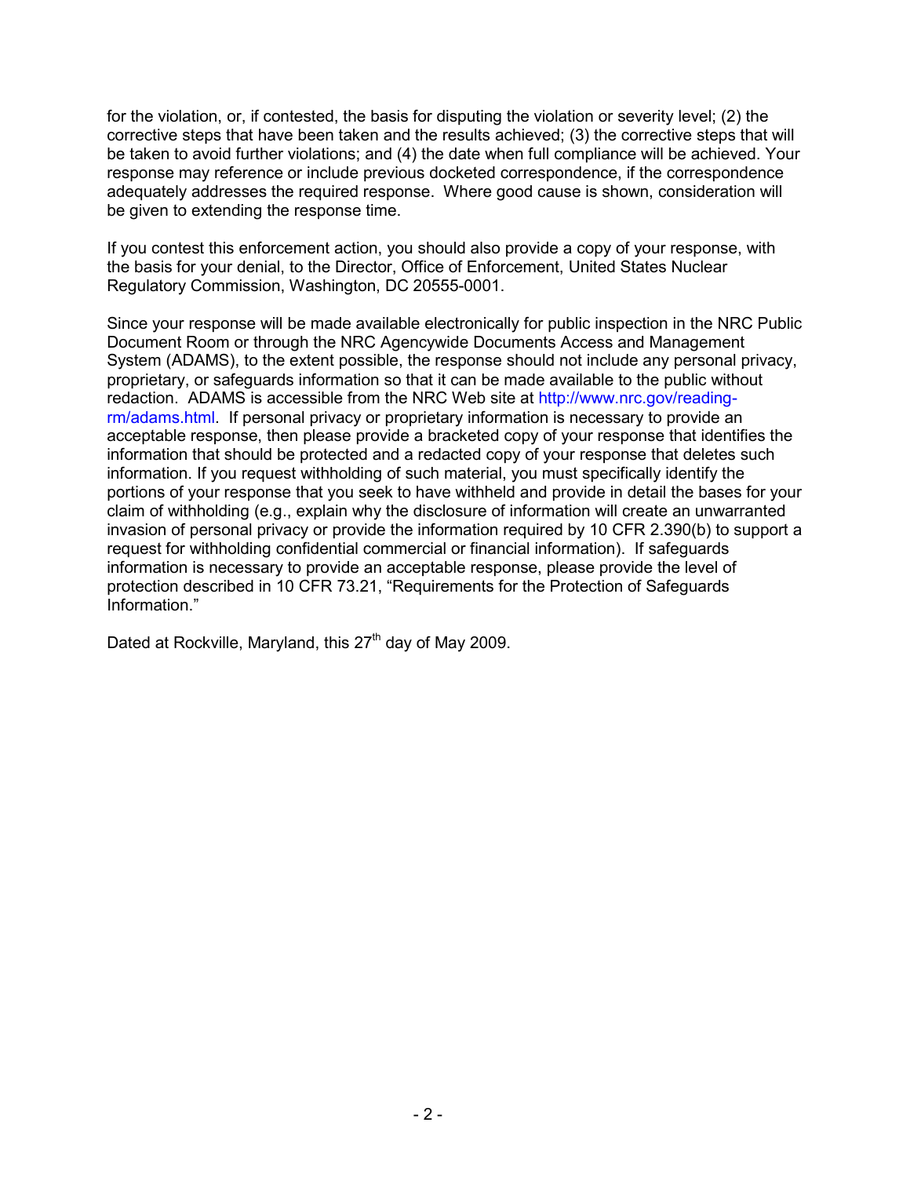for the violation, or, if contested, the basis for disputing the violation or severity level; (2) the corrective steps that have been taken and the results achieved; (3) the corrective steps that will be taken to avoid further violations; and (4) the date when full compliance will be achieved. Your response may reference or include previous docketed correspondence, if the correspondence adequately addresses the required response. Where good cause is shown, consideration will be given to extending the response time.

If you contest this enforcement action, you should also provide a copy of your response, with the basis for your denial, to the Director, Office of Enforcement, United States Nuclear Regulatory Commission, Washington, DC 20555-0001.

Since your response will be made available electronically for public inspection in the NRC Public Document Room or through the NRC Agencywide Documents Access and Management System (ADAMS), to the extent possible, the response should not include any personal privacy, proprietary, or safeguards information so that it can be made available to the public without redaction. ADAMS is accessible from the NRC Web site at http://www.nrc.gov/reading-rm/adams.html. If personal privacy or proprietary information is necessary to provide an acceptable response, then please provide a bracketed copy of your response that identifies the information that should be protected and a redacted copy of your response that deletes such information. If you request withholding of such material, you must specifically identify the portions of your response that you seek to have withheld and provide in detail the bases for your claim of withholding (e.g., explain why the disclosure of information will create an unwarranted invasion of personal privacy or provide the information required by 10 CFR 2.390(b) to support a request for withholding confidential commercial or financial information). If safeguards information is necessary to provide an acceptable response, please provide the level of protection described in 10 CFR 73.21, "Requirements for the Protection of Safeguards Information."

Dated at Rockville, Maryland, this 27th day of May 2009.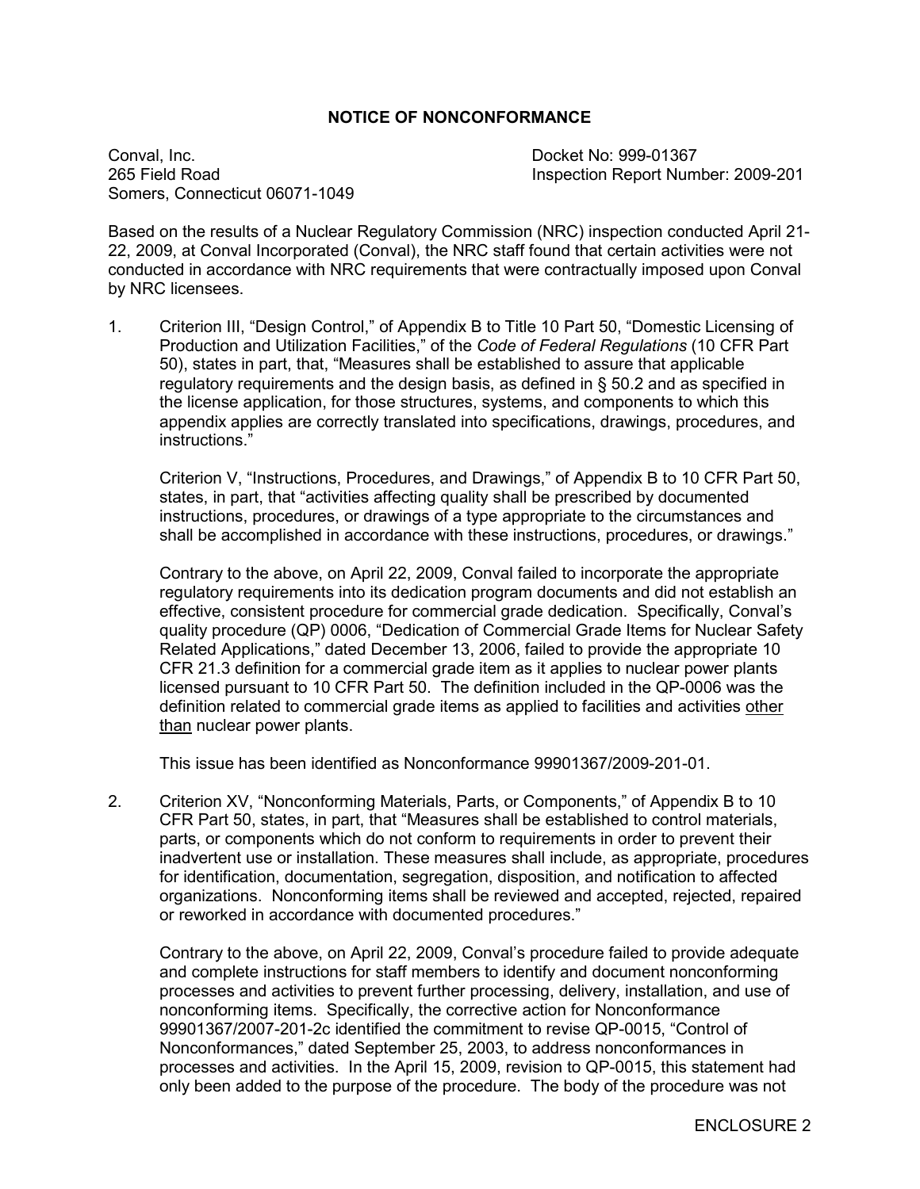## NOTICE OF NONCONFORMANCE

Conval, Inc.
265 Field Road
Somers, Connecticut 06071-1049

Docket No: 999-01367
Inspection Report Number: 2009-201

Based on the results of a Nuclear Regulatory Commission (NRC) inspection conducted April 21-22, 2009, at Conval Incorporated (Conval), the NRC staff found that certain activities were not conducted in accordance with NRC requirements that were contractually imposed upon Conval by NRC licensees.

1. Criterion III, "Design Control," of Appendix B to Title 10 Part 50, "Domestic Licensing of Production and Utilization Facilities," of the *Code of Federal Regulations* (10 CFR Part 50), states in part, that, "Measures shall be established to assure that applicable regulatory requirements and the design basis, as defined in § 50.2 and as specified in the license application, for those structures, systems, and components to which this appendix applies are correctly translated into specifications, drawings, procedures, and instructions."

   Criterion V, "Instructions, Procedures, and Drawings," of Appendix B to 10 CFR Part 50, states, in part, that "activities affecting quality shall be prescribed by documented instructions, procedures, or drawings of a type appropriate to the circumstances and shall be accomplished in accordance with these instructions, procedures, or drawings."

   Contrary to the above, on April 22, 2009, Conval failed to incorporate the appropriate regulatory requirements into its dedication program documents and did not establish an effective, consistent procedure for commercial grade dedication. Specifically, Conval's quality procedure (QP) 0006, "Dedication of Commercial Grade Items for Nuclear Safety Related Applications," dated December 13, 2006, failed to provide the appropriate 10 CFR 21.3 definition for a commercial grade item as it applies to nuclear power plants licensed pursuant to 10 CFR Part 50. The definition included in the QP-0006 was the definition related to commercial grade items as applied to facilities and activities other than nuclear power plants.

   This issue has been identified as Nonconformance 99901367/2009-201-01.

2. Criterion XV, "Nonconforming Materials, Parts, or Components," of Appendix B to 10 CFR Part 50, states, in part, that "Measures shall be established to control materials, parts, or components which do not conform to requirements in order to prevent their inadvertent use or installation. These measures shall include, as appropriate, procedures for identification, documentation, segregation, disposition, and notification to affected organizations. Nonconforming items shall be reviewed and accepted, rejected, repaired or reworked in accordance with documented procedures."

   Contrary to the above, on April 22, 2009, Conval's procedure failed to provide adequate and complete instructions for staff members to identify and document nonconforming processes and activities to prevent further processing, delivery, installation, and use of nonconforming items. Specifically, the corrective action for Nonconformance 99901367/2007-201-2c identified the commitment to revise QP-0015, "Control of Nonconformances," dated September 25, 2003, to address nonconformances in processes and activities. In the April 15, 2009, revision to QP-0015, this statement had only been added to the purpose of the procedure. The body of the procedure was not

ENCLOSURE 2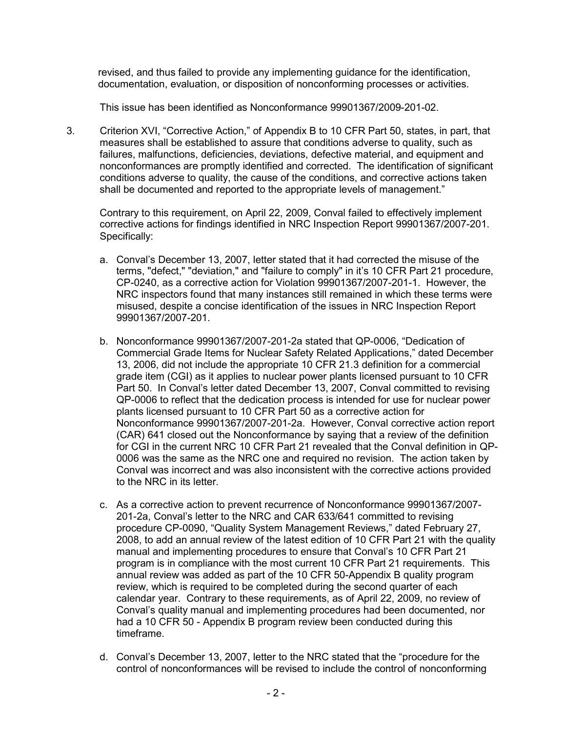revised, and thus failed to provide any implementing guidance for the identification, documentation, evaluation, or disposition of nonconforming processes or activities.

This issue has been identified as Nonconformance 99901367/2009-201-02.

3. Criterion XVI, "Corrective Action," of Appendix B to 10 CFR Part 50, states, in part, that measures shall be established to assure that conditions adverse to quality, such as failures, malfunctions, deficiencies, deviations, defective material, and equipment and nonconformances are promptly identified and corrected. The identification of significant conditions adverse to quality, the cause of the conditions, and corrective actions taken shall be documented and reported to the appropriate levels of management."

   Contrary to this requirement, on April 22, 2009, Conval failed to effectively implement corrective actions for findings identified in NRC Inspection Report 99901367/2007-201. Specifically:

   a. Conval's December 13, 2007, letter stated that it had corrected the misuse of the terms, "defect," "deviation," and "failure to comply" in it's 10 CFR Part 21 procedure, CP-0240, as a corrective action for Violation 99901367/2007-201-1. However, the NRC inspectors found that many instances still remained in which these terms were misused, despite a concise identification of the issues in NRC Inspection Report 99901367/2007-201.

   b. Nonconformance 99901367/2007-201-2a stated that QP-0006, "Dedication of Commercial Grade Items for Nuclear Safety Related Applications," dated December 13, 2006, did not include the appropriate 10 CFR 21.3 definition for a commercial grade item (CGI) as it applies to nuclear power plants licensed pursuant to 10 CFR Part 50. In Conval's letter dated December 13, 2007, Conval committed to revising QP-0006 to reflect that the dedication process is intended for use for nuclear power plants licensed pursuant to 10 CFR Part 50 as a corrective action for Nonconformance 99901367/2007-201-2a. However, Conval corrective action report (CAR) 641 closed out the Nonconformance by saying that a review of the definition for CGI in the current NRC 10 CFR Part 21 revealed that the Conval definition in QP-0006 was the same as the NRC one and required no revision. The action taken by Conval was incorrect and was also inconsistent with the corrective actions provided to the NRC in its letter.

   c. As a corrective action to prevent recurrence of Nonconformance 99901367/2007-201-2a, Conval's letter to the NRC and CAR 633/641 committed to revising procedure CP-0090, "Quality System Management Reviews," dated February 27, 2008, to add an annual review of the latest edition of 10 CFR Part 21 with the quality manual and implementing procedures to ensure that Conval's 10 CFR Part 21 program is in compliance with the most current 10 CFR Part 21 requirements. This annual review was added as part of the 10 CFR 50-Appendix B quality program review, which is required to be completed during the second quarter of each calendar year. Contrary to these requirements, as of April 22, 2009, no review of Conval's quality manual and implementing procedures had been documented, nor had a 10 CFR 50 - Appendix B program review been conducted during this timeframe.

   d. Conval's December 13, 2007, letter to the NRC stated that the "procedure for the control of nonconformances will be revised to include the control of nonconforming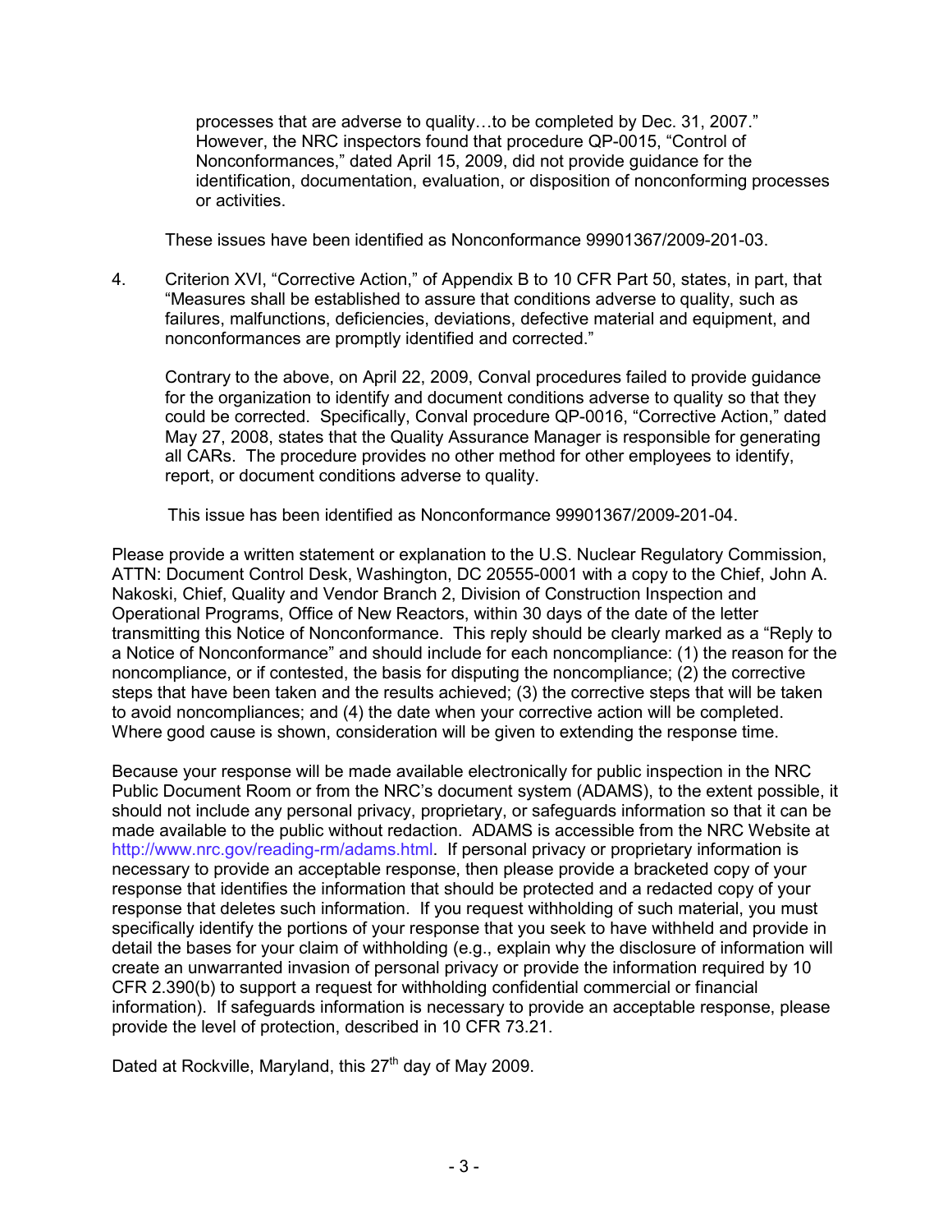processes that are adverse to quality…to be completed by Dec. 31, 2007." However, the NRC inspectors found that procedure QP-0015, "Control of Nonconformances," dated April 15, 2009, did not provide guidance for the identification, documentation, evaluation, or disposition of nonconforming processes or activities.

These issues have been identified as Nonconformance 99901367/2009-201-03.

4. Criterion XVI, "Corrective Action," of Appendix B to 10 CFR Part 50, states, in part, that "Measures shall be established to assure that conditions adverse to quality, such as failures, malfunctions, deficiencies, deviations, defective material and equipment, and nonconformances are promptly identified and corrected."

   Contrary to the above, on April 22, 2009, Conval procedures failed to provide guidance for the organization to identify and document conditions adverse to quality so that they could be corrected. Specifically, Conval procedure QP-0016, "Corrective Action," dated May 27, 2008, states that the Quality Assurance Manager is responsible for generating all CARs. The procedure provides no other method for other employees to identify, report, or document conditions adverse to quality.

   This issue has been identified as Nonconformance 99901367/2009-201-04.

Please provide a written statement or explanation to the U.S. Nuclear Regulatory Commission, ATTN: Document Control Desk, Washington, DC 20555-0001 with a copy to the Chief, John A. Nakoski, Chief, Quality and Vendor Branch 2, Division of Construction Inspection and Operational Programs, Office of New Reactors, within 30 days of the date of the letter transmitting this Notice of Nonconformance. This reply should be clearly marked as a "Reply to a Notice of Nonconformance" and should include for each noncompliance: (1) the reason for the noncompliance, or if contested, the basis for disputing the noncompliance; (2) the corrective steps that have been taken and the results achieved; (3) the corrective steps that will be taken to avoid noncompliances; and (4) the date when your corrective action will be completed. Where good cause is shown, consideration will be given to extending the response time.

Because your response will be made available electronically for public inspection in the NRC Public Document Room or from the NRC's document system (ADAMS), to the extent possible, it should not include any personal privacy, proprietary, or safeguards information so that it can be made available to the public without redaction. ADAMS is accessible from the NRC Website at http://www.nrc.gov/reading-rm/adams.html. If personal privacy or proprietary information is necessary to provide an acceptable response, then please provide a bracketed copy of your response that identifies the information that should be protected and a redacted copy of your response that deletes such information. If you request withholding of such material, you must specifically identify the portions of your response that you seek to have withheld and provide in detail the bases for your claim of withholding (e.g., explain why the disclosure of information will create an unwarranted invasion of personal privacy or provide the information required by 10 CFR 2.390(b) to support a request for withholding confidential commercial or financial information). If safeguards information is necessary to provide an acceptable response, please provide the level of protection, described in 10 CFR 73.21.

Dated at Rockville, Maryland, this 27th day of May 2009.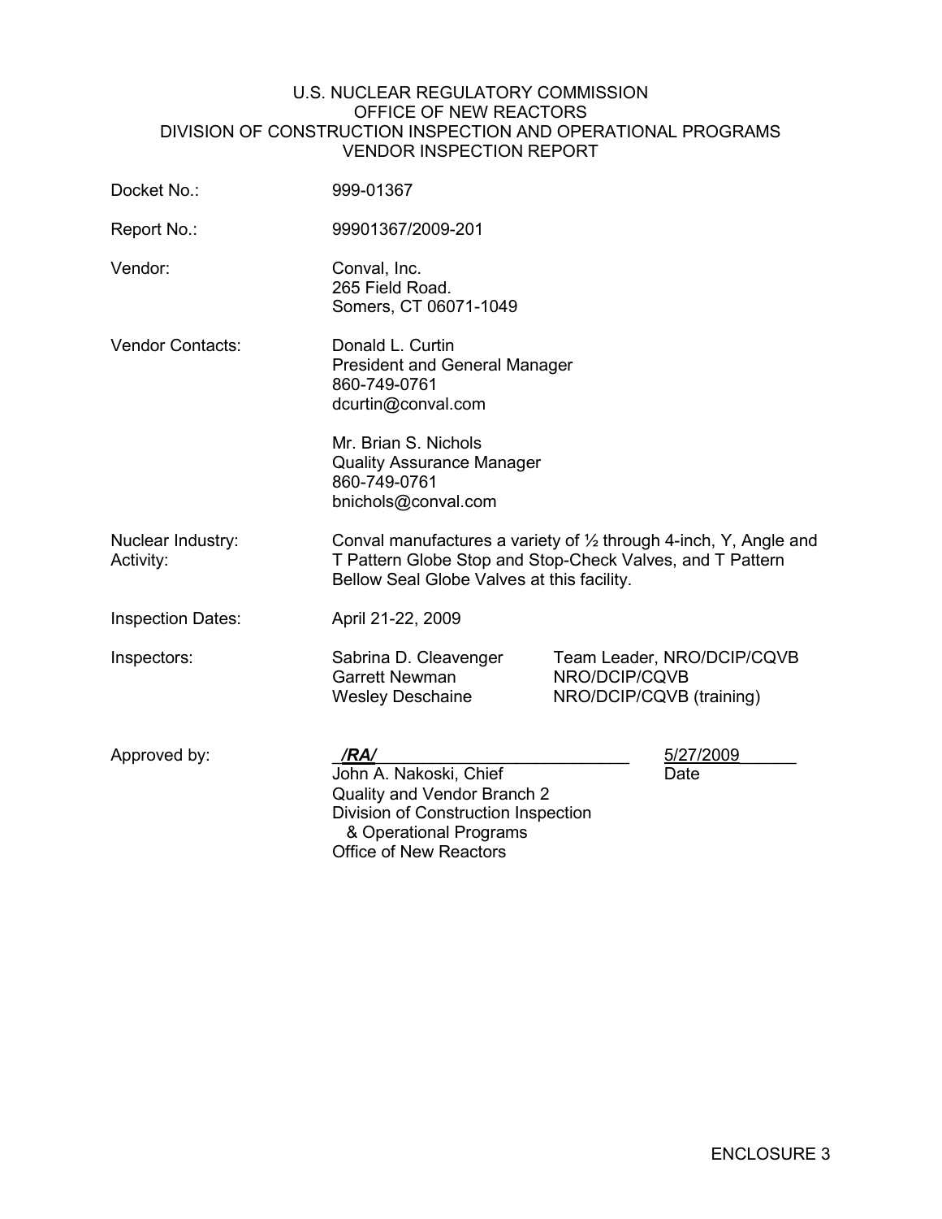U.S. NUCLEAR REGULATORY COMMISSION
OFFICE OF NEW REACTORS
DIVISION OF CONSTRUCTION INSPECTION AND OPERATIONAL PROGRAMS
VENDOR INSPECTION REPORT

| | | |
|---|---|---|
| Docket No.: | 999-01367 | |
| Report No.: | 99901367/2009-201 | |
| Vendor: | Conval, Inc.<br>265 Field Road.<br>Somers, CT 06071-1049 | |
| Vendor Contacts: | Donald L. Curtin<br>President and General Manager<br>860-749-0761<br>dcurtin@conval.com<br><br>Mr. Brian S. Nichols<br>Quality Assurance Manager<br>860-749-0761<br>bnichols@conval.com | |
| Nuclear Industry: Activity: | Conval manufactures a variety of ½ through 4-inch, Y, Angle and T Pattern Globe Stop and Stop-Check Valves, and T Pattern Bellow Seal Globe Valves at this facility. | |
| Inspection Dates: | April 21-22, 2009 | |
| Inspectors: | Sabrina D. Cleavenger | Team Leader, NRO/DCIP/CQVB |
| | Garrett Newman | NRO/DCIP/CQVB |
| | Wesley Deschaine | NRO/DCIP/CQVB (training) |
| Approved by: | /RA/<br>John A. Nakoski, Chief<br>Quality and Vendor Branch 2<br>Division of Construction Inspection & Operational Programs<br>Office of New Reactors | 5/27/2009<br>Date |

ENCLOSURE 3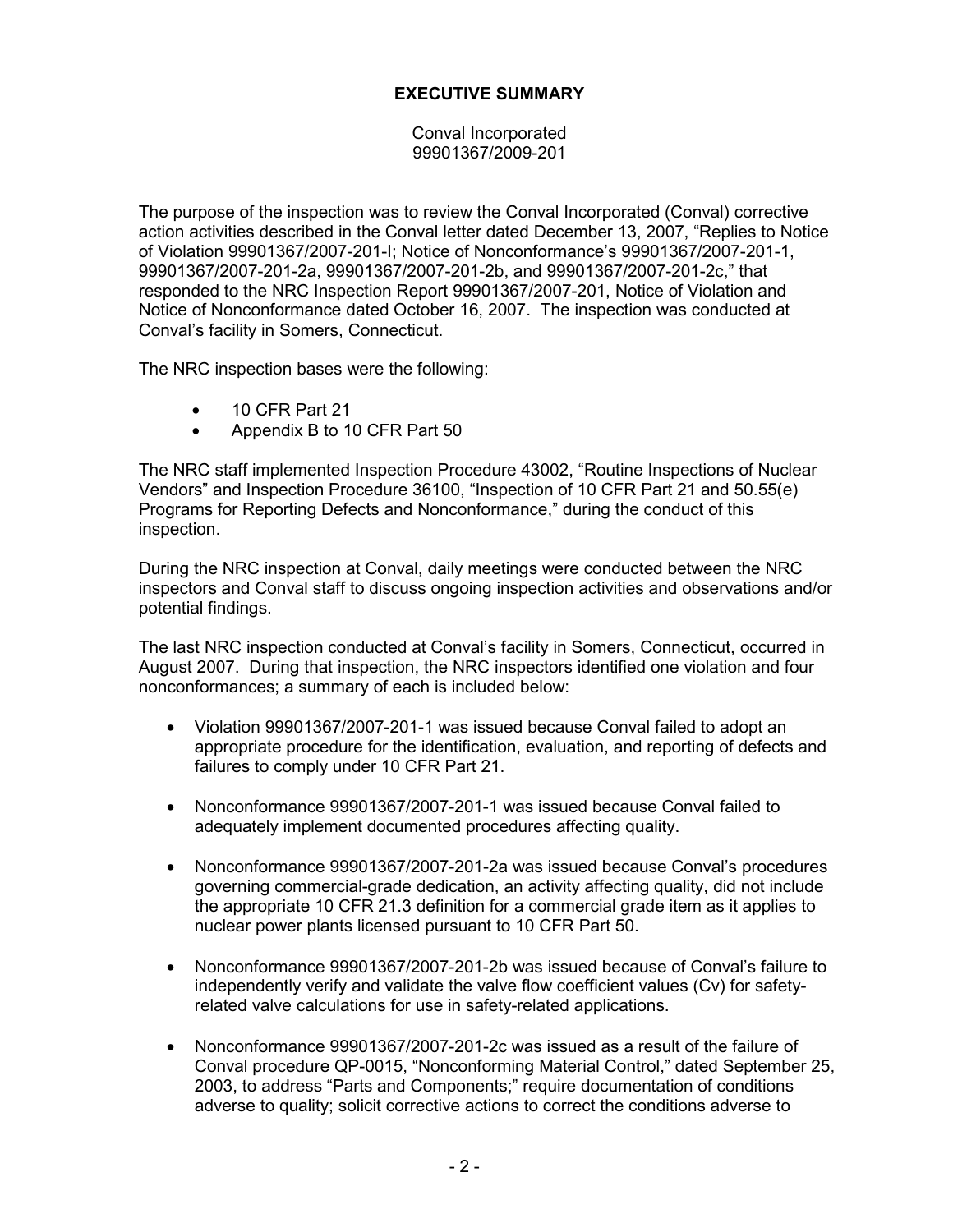# EXECUTIVE SUMMARY

Conval Incorporated
99901367/2009-201

The purpose of the inspection was to review the Conval Incorporated (Conval) corrective action activities described in the Conval letter dated December 13, 2007, "Replies to Notice of Violation 99901367/2007-201-l; Notice of Nonconformance's 99901367/2007-201-1, 99901367/2007-201-2a, 99901367/2007-201-2b, and 99901367/2007-201-2c," that responded to the NRC Inspection Report 99901367/2007-201, Notice of Violation and Notice of Nonconformance dated October 16, 2007. The inspection was conducted at Conval's facility in Somers, Connecticut.

The NRC inspection bases were the following:

- 10 CFR Part 21
- Appendix B to 10 CFR Part 50

The NRC staff implemented Inspection Procedure 43002, "Routine Inspections of Nuclear Vendors" and Inspection Procedure 36100, "Inspection of 10 CFR Part 21 and 50.55(e) Programs for Reporting Defects and Nonconformance," during the conduct of this inspection.

During the NRC inspection at Conval, daily meetings were conducted between the NRC inspectors and Conval staff to discuss ongoing inspection activities and observations and/or potential findings.

The last NRC inspection conducted at Conval's facility in Somers, Connecticut, occurred in August 2007. During that inspection, the NRC inspectors identified one violation and four nonconformances; a summary of each is included below:

- Violation 99901367/2007-201-1 was issued because Conval failed to adopt an appropriate procedure for the identification, evaluation, and reporting of defects and failures to comply under 10 CFR Part 21.

- Nonconformance 99901367/2007-201-1 was issued because Conval failed to adequately implement documented procedures affecting quality.

- Nonconformance 99901367/2007-201-2a was issued because Conval's procedures governing commercial-grade dedication, an activity affecting quality, did not include the appropriate 10 CFR 21.3 definition for a commercial grade item as it applies to nuclear power plants licensed pursuant to 10 CFR Part 50.

- Nonconformance 99901367/2007-201-2b was issued because of Conval's failure to independently verify and validate the valve flow coefficient values (Cv) for safety-related valve calculations for use in safety-related applications.

- Nonconformance 99901367/2007-201-2c was issued as a result of the failure of Conval procedure QP-0015, "Nonconforming Material Control," dated September 25, 2003, to address "Parts and Components;" require documentation of conditions adverse to quality; solicit corrective actions to correct the conditions adverse to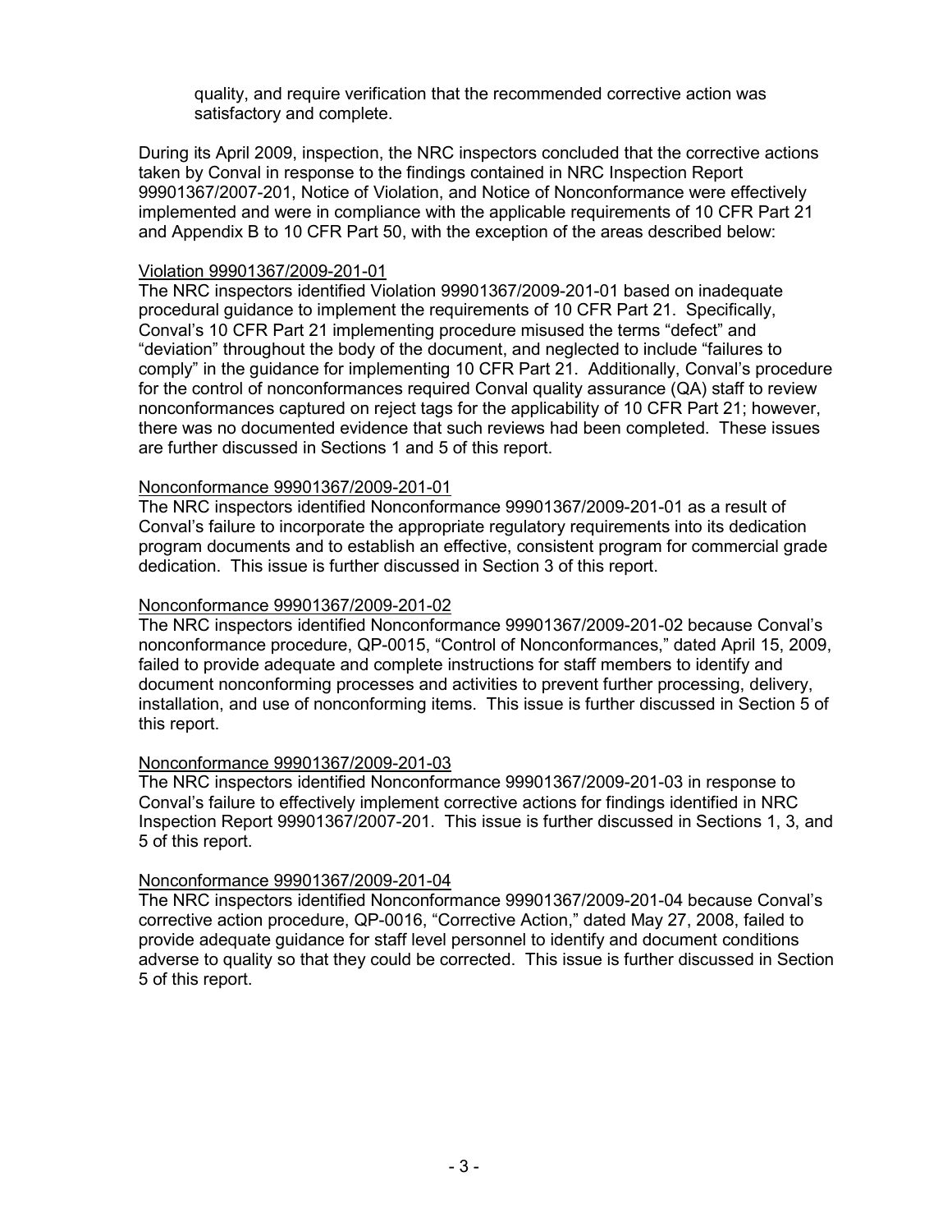quality, and require verification that the recommended corrective action was satisfactory and complete.

During its April 2009, inspection, the NRC inspectors concluded that the corrective actions taken by Conval in response to the findings contained in NRC Inspection Report 99901367/2007-201, Notice of Violation, and Notice of Nonconformance were effectively implemented and were in compliance with the applicable requirements of 10 CFR Part 21 and Appendix B to 10 CFR Part 50, with the exception of the areas described below:

Violation 99901367/2009-201-01

The NRC inspectors identified Violation 99901367/2009-201-01 based on inadequate procedural guidance to implement the requirements of 10 CFR Part 21. Specifically, Conval's 10 CFR Part 21 implementing procedure misused the terms "defect" and "deviation" throughout the body of the document, and neglected to include "failures to comply" in the guidance for implementing 10 CFR Part 21. Additionally, Conval's procedure for the control of nonconformances required Conval quality assurance (QA) staff to review nonconformances captured on reject tags for the applicability of 10 CFR Part 21; however, there was no documented evidence that such reviews had been completed. These issues are further discussed in Sections 1 and 5 of this report.

Nonconformance 99901367/2009-201-01

The NRC inspectors identified Nonconformance 99901367/2009-201-01 as a result of Conval's failure to incorporate the appropriate regulatory requirements into its dedication program documents and to establish an effective, consistent program for commercial grade dedication. This issue is further discussed in Section 3 of this report.

Nonconformance 99901367/2009-201-02

The NRC inspectors identified Nonconformance 99901367/2009-201-02 because Conval's nonconformance procedure, QP-0015, "Control of Nonconformances," dated April 15, 2009, failed to provide adequate and complete instructions for staff members to identify and document nonconforming processes and activities to prevent further processing, delivery, installation, and use of nonconforming items. This issue is further discussed in Section 5 of this report.

Nonconformance 99901367/2009-201-03

The NRC inspectors identified Nonconformance 99901367/2009-201-03 in response to Conval's failure to effectively implement corrective actions for findings identified in NRC Inspection Report 99901367/2007-201. This issue is further discussed in Sections 1, 3, and 5 of this report.

Nonconformance 99901367/2009-201-04

The NRC inspectors identified Nonconformance 99901367/2009-201-04 because Conval's corrective action procedure, QP-0016, "Corrective Action," dated May 27, 2008, failed to provide adequate guidance for staff level personnel to identify and document conditions adverse to quality so that they could be corrected. This issue is further discussed in Section 5 of this report.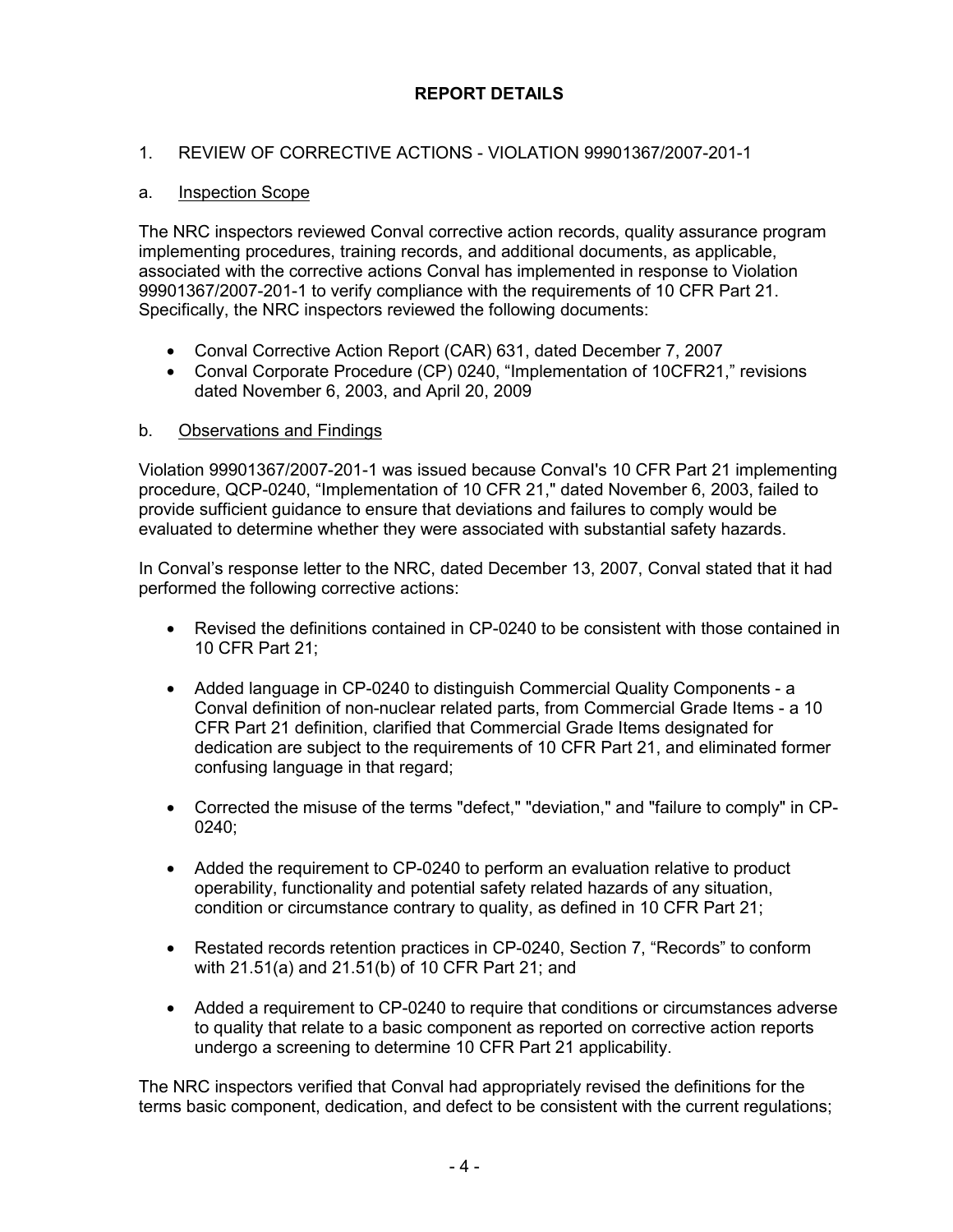# REPORT DETAILS

1. REVIEW OF CORRECTIVE ACTIONS - VIOLATION 99901367/2007-201-1

a. Inspection Scope

The NRC inspectors reviewed Conval corrective action records, quality assurance program implementing procedures, training records, and additional documents, as applicable, associated with the corrective actions Conval has implemented in response to Violation 99901367/2007-201-1 to verify compliance with the requirements of 10 CFR Part 21. Specifically, the NRC inspectors reviewed the following documents:

- Conval Corrective Action Report (CAR) 631, dated December 7, 2007
- Conval Corporate Procedure (CP) 0240, "Implementation of 10CFR21," revisions dated November 6, 2003, and April 20, 2009

b. Observations and Findings

Violation 99901367/2007-201-1 was issued because Conval's 10 CFR Part 21 implementing procedure, QCP-0240, "Implementation of 10 CFR 21," dated November 6, 2003, failed to provide sufficient guidance to ensure that deviations and failures to comply would be evaluated to determine whether they were associated with substantial safety hazards.

In Conval's response letter to the NRC, dated December 13, 2007, Conval stated that it had performed the following corrective actions:

- Revised the definitions contained in CP-0240 to be consistent with those contained in 10 CFR Part 21;
- Added language in CP-0240 to distinguish Commercial Quality Components - a Conval definition of non-nuclear related parts, from Commercial Grade Items - a 10 CFR Part 21 definition, clarified that Commercial Grade Items designated for dedication are subject to the requirements of 10 CFR Part 21, and eliminated former confusing language in that regard;
- Corrected the misuse of the terms "defect," "deviation," and "failure to comply" in CP-0240;
- Added the requirement to CP-0240 to perform an evaluation relative to product operability, functionality and potential safety related hazards of any situation, condition or circumstance contrary to quality, as defined in 10 CFR Part 21;
- Restated records retention practices in CP-0240, Section 7, "Records" to conform with 21.51(a) and 21.51(b) of 10 CFR Part 21; and
- Added a requirement to CP-0240 to require that conditions or circumstances adverse to quality that relate to a basic component as reported on corrective action reports undergo a screening to determine 10 CFR Part 21 applicability.

The NRC inspectors verified that Conval had appropriately revised the definitions for the terms basic component, dedication, and defect to be consistent with the current regulations;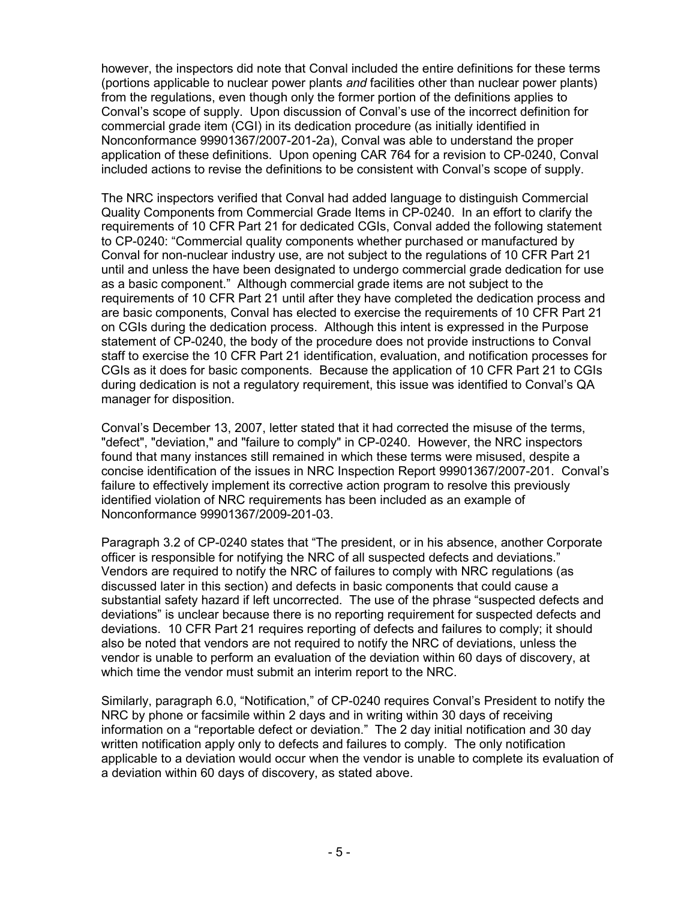however, the inspectors did note that Conval included the entire definitions for these terms (portions applicable to nuclear power plants *and* facilities other than nuclear power plants) from the regulations, even though only the former portion of the definitions applies to Conval's scope of supply. Upon discussion of Conval's use of the incorrect definition for commercial grade item (CGI) in its dedication procedure (as initially identified in Nonconformance 99901367/2007-201-2a), Conval was able to understand the proper application of these definitions. Upon opening CAR 764 for a revision to CP-0240, Conval included actions to revise the definitions to be consistent with Conval's scope of supply.

The NRC inspectors verified that Conval had added language to distinguish Commercial Quality Components from Commercial Grade Items in CP-0240. In an effort to clarify the requirements of 10 CFR Part 21 for dedicated CGIs, Conval added the following statement to CP-0240: "Commercial quality components whether purchased or manufactured by Conval for non-nuclear industry use, are not subject to the regulations of 10 CFR Part 21 until and unless the have been designated to undergo commercial grade dedication for use as a basic component." Although commercial grade items are not subject to the requirements of 10 CFR Part 21 until after they have completed the dedication process and are basic components, Conval has elected to exercise the requirements of 10 CFR Part 21 on CGIs during the dedication process. Although this intent is expressed in the Purpose statement of CP-0240, the body of the procedure does not provide instructions to Conval staff to exercise the 10 CFR Part 21 identification, evaluation, and notification processes for CGIs as it does for basic components. Because the application of 10 CFR Part 21 to CGIs during dedication is not a regulatory requirement, this issue was identified to Conval's QA manager for disposition.

Conval's December 13, 2007, letter stated that it had corrected the misuse of the terms, "defect", "deviation," and "failure to comply" in CP-0240. However, the NRC inspectors found that many instances still remained in which these terms were misused, despite a concise identification of the issues in NRC Inspection Report 99901367/2007-201. Conval's failure to effectively implement its corrective action program to resolve this previously identified violation of NRC requirements has been included as an example of Nonconformance 99901367/2009-201-03.

Paragraph 3.2 of CP-0240 states that "The president, or in his absence, another Corporate officer is responsible for notifying the NRC of all suspected defects and deviations." Vendors are required to notify the NRC of failures to comply with NRC regulations (as discussed later in this section) and defects in basic components that could cause a substantial safety hazard if left uncorrected. The use of the phrase "suspected defects and deviations" is unclear because there is no reporting requirement for suspected defects and deviations. 10 CFR Part 21 requires reporting of defects and failures to comply; it should also be noted that vendors are not required to notify the NRC of deviations, unless the vendor is unable to perform an evaluation of the deviation within 60 days of discovery, at which time the vendor must submit an interim report to the NRC.

Similarly, paragraph 6.0, "Notification," of CP-0240 requires Conval's President to notify the NRC by phone or facsimile within 2 days and in writing within 30 days of receiving information on a "reportable defect or deviation." The 2 day initial notification and 30 day written notification apply only to defects and failures to comply. The only notification applicable to a deviation would occur when the vendor is unable to complete its evaluation of a deviation within 60 days of discovery, as stated above.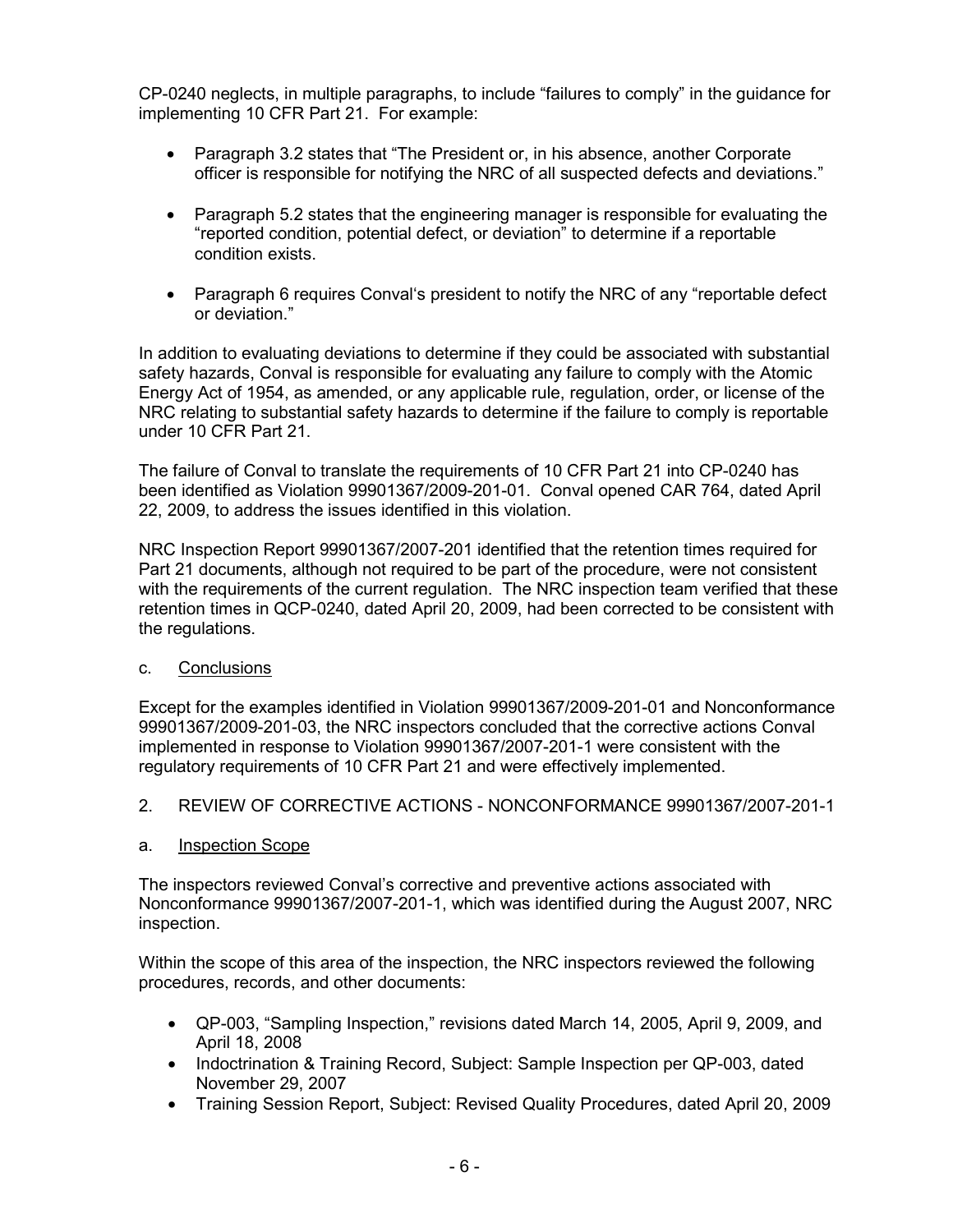CP-0240 neglects, in multiple paragraphs, to include "failures to comply" in the guidance for implementing 10 CFR Part 21. For example:

- Paragraph 3.2 states that "The President or, in his absence, another Corporate officer is responsible for notifying the NRC of all suspected defects and deviations."
- Paragraph 5.2 states that the engineering manager is responsible for evaluating the "reported condition, potential defect, or deviation" to determine if a reportable condition exists.
- Paragraph 6 requires Conval's president to notify the NRC of any "reportable defect or deviation."

In addition to evaluating deviations to determine if they could be associated with substantial safety hazards, Conval is responsible for evaluating any failure to comply with the Atomic Energy Act of 1954, as amended, or any applicable rule, regulation, order, or license of the NRC relating to substantial safety hazards to determine if the failure to comply is reportable under 10 CFR Part 21.

The failure of Conval to translate the requirements of 10 CFR Part 21 into CP-0240 has been identified as Violation 99901367/2009-201-01. Conval opened CAR 764, dated April 22, 2009, to address the issues identified in this violation.

NRC Inspection Report 99901367/2007-201 identified that the retention times required for Part 21 documents, although not required to be part of the procedure, were not consistent with the requirements of the current regulation. The NRC inspection team verified that these retention times in QCP-0240, dated April 20, 2009, had been corrected to be consistent with the regulations.

c. Conclusions

Except for the examples identified in Violation 99901367/2009-201-01 and Nonconformance 99901367/2009-201-03, the NRC inspectors concluded that the corrective actions Conval implemented in response to Violation 99901367/2007-201-1 were consistent with the regulatory requirements of 10 CFR Part 21 and were effectively implemented.

## 2. REVIEW OF CORRECTIVE ACTIONS - NONCONFORMANCE 99901367/2007-201-1

a. Inspection Scope

The inspectors reviewed Conval's corrective and preventive actions associated with Nonconformance 99901367/2007-201-1, which was identified during the August 2007, NRC inspection.

Within the scope of this area of the inspection, the NRC inspectors reviewed the following procedures, records, and other documents:

- QP-003, "Sampling Inspection," revisions dated March 14, 2005, April 9, 2009, and April 18, 2008
- Indoctrination & Training Record, Subject: Sample Inspection per QP-003, dated November 29, 2007
- Training Session Report, Subject: Revised Quality Procedures, dated April 20, 2009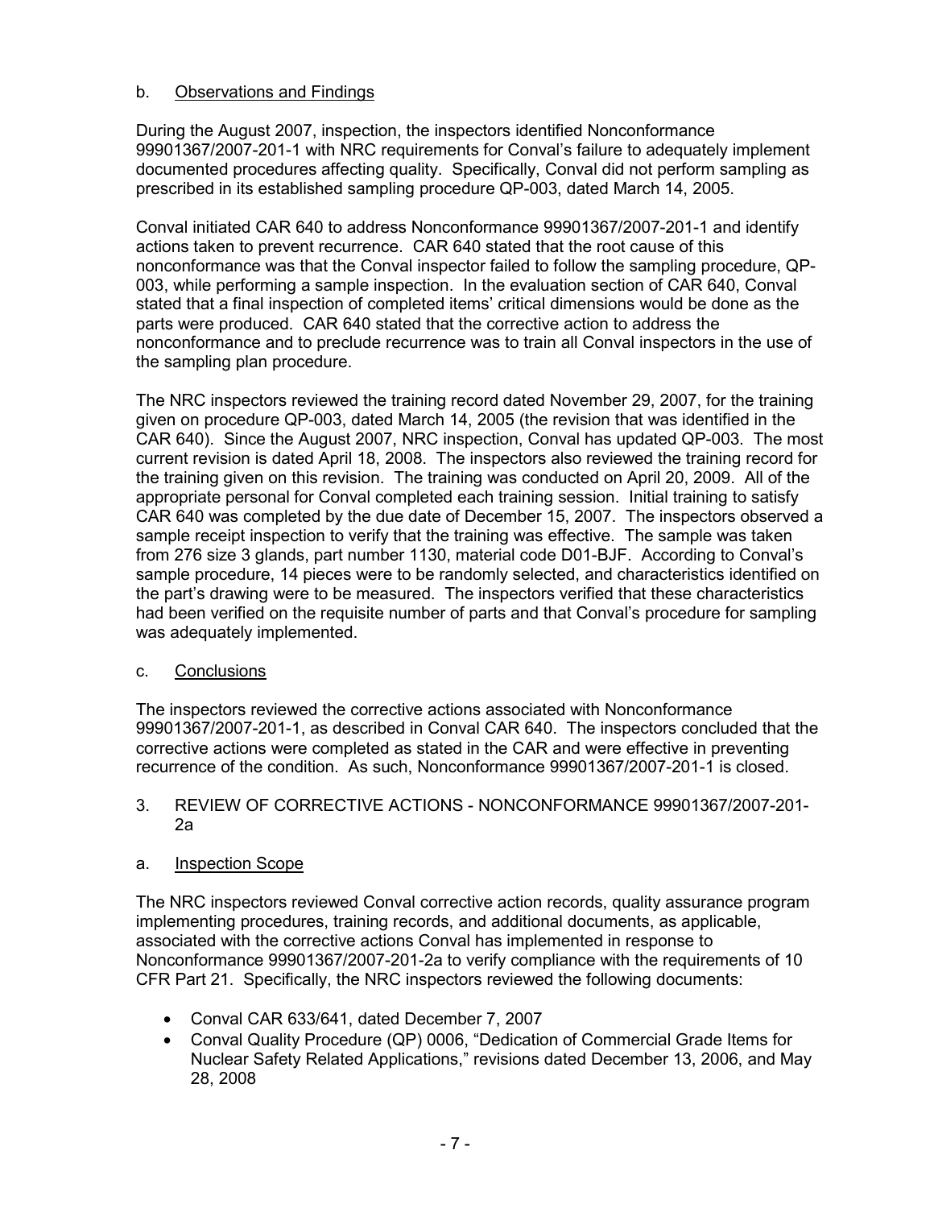b. Observations and Findings

During the August 2007, inspection, the inspectors identified Nonconformance 99901367/2007-201-1 with NRC requirements for Conval's failure to adequately implement documented procedures affecting quality. Specifically, Conval did not perform sampling as prescribed in its established sampling procedure QP-003, dated March 14, 2005.

Conval initiated CAR 640 to address Nonconformance 99901367/2007-201-1 and identify actions taken to prevent recurrence. CAR 640 stated that the root cause of this nonconformance was that the Conval inspector failed to follow the sampling procedure, QP-003, while performing a sample inspection. In the evaluation section of CAR 640, Conval stated that a final inspection of completed items' critical dimensions would be done as the parts were produced. CAR 640 stated that the corrective action to address the nonconformance and to preclude recurrence was to train all Conval inspectors in the use of the sampling plan procedure.

The NRC inspectors reviewed the training record dated November 29, 2007, for the training given on procedure QP-003, dated March 14, 2005 (the revision that was identified in the CAR 640). Since the August 2007, NRC inspection, Conval has updated QP-003. The most current revision is dated April 18, 2008. The inspectors also reviewed the training record for the training given on this revision. The training was conducted on April 20, 2009. All of the appropriate personal for Conval completed each training session. Initial training to satisfy CAR 640 was completed by the due date of December 15, 2007. The inspectors observed a sample receipt inspection to verify that the training was effective. The sample was taken from 276 size 3 glands, part number 1130, material code D01-BJF. According to Conval's sample procedure, 14 pieces were to be randomly selected, and characteristics identified on the part's drawing were to be measured. The inspectors verified that these characteristics had been verified on the requisite number of parts and that Conval's procedure for sampling was adequately implemented.

c. Conclusions

The inspectors reviewed the corrective actions associated with Nonconformance 99901367/2007-201-1, as described in Conval CAR 640. The inspectors concluded that the corrective actions were completed as stated in the CAR and were effective in preventing recurrence of the condition. As such, Nonconformance 99901367/2007-201-1 is closed.

3. REVIEW OF CORRECTIVE ACTIONS - NONCONFORMANCE 99901367/2007-201-2a

a. Inspection Scope

The NRC inspectors reviewed Conval corrective action records, quality assurance program implementing procedures, training records, and additional documents, as applicable, associated with the corrective actions Conval has implemented in response to Nonconformance 99901367/2007-201-2a to verify compliance with the requirements of 10 CFR Part 21. Specifically, the NRC inspectors reviewed the following documents:

- Conval CAR 633/641, dated December 7, 2007
- Conval Quality Procedure (QP) 0006, "Dedication of Commercial Grade Items for Nuclear Safety Related Applications," revisions dated December 13, 2006, and May 28, 2008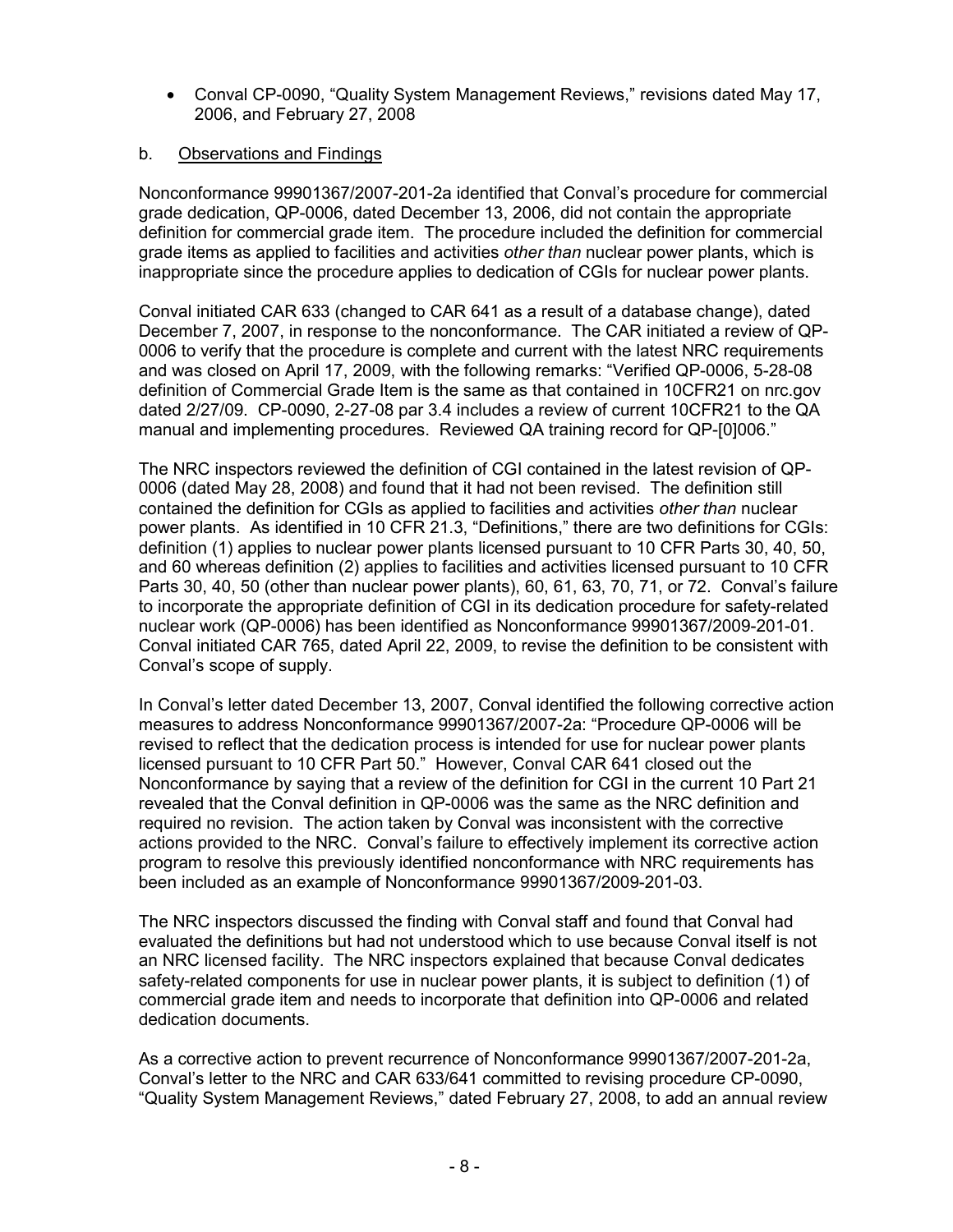- Conval CP-0090, "Quality System Management Reviews," revisions dated May 17, 2006, and February 27, 2008

b. Observations and Findings

Nonconformance 99901367/2007-201-2a identified that Conval's procedure for commercial grade dedication, QP-0006, dated December 13, 2006, did not contain the appropriate definition for commercial grade item. The procedure included the definition for commercial grade items as applied to facilities and activities *other than* nuclear power plants, which is inappropriate since the procedure applies to dedication of CGIs for nuclear power plants.

Conval initiated CAR 633 (changed to CAR 641 as a result of a database change), dated December 7, 2007, in response to the nonconformance. The CAR initiated a review of QP-0006 to verify that the procedure is complete and current with the latest NRC requirements and was closed on April 17, 2009, with the following remarks: "Verified QP-0006, 5-28-08 definition of Commercial Grade Item is the same as that contained in 10CFR21 on nrc.gov dated 2/27/09. CP-0090, 2-27-08 par 3.4 includes a review of current 10CFR21 to the QA manual and implementing procedures. Reviewed QA training record for QP-[0]006."

The NRC inspectors reviewed the definition of CGI contained in the latest revision of QP-0006 (dated May 28, 2008) and found that it had not been revised. The definition still contained the definition for CGIs as applied to facilities and activities *other than* nuclear power plants. As identified in 10 CFR 21.3, "Definitions," there are two definitions for CGIs: definition (1) applies to nuclear power plants licensed pursuant to 10 CFR Parts 30, 40, 50, and 60 whereas definition (2) applies to facilities and activities licensed pursuant to 10 CFR Parts 30, 40, 50 (other than nuclear power plants), 60, 61, 63, 70, 71, or 72. Conval's failure to incorporate the appropriate definition of CGI in its dedication procedure for safety-related nuclear work (QP-0006) has been identified as Nonconformance 99901367/2009-201-01. Conval initiated CAR 765, dated April 22, 2009, to revise the definition to be consistent with Conval's scope of supply.

In Conval's letter dated December 13, 2007, Conval identified the following corrective action measures to address Nonconformance 99901367/2007-2a: "Procedure QP-0006 will be revised to reflect that the dedication process is intended for use for nuclear power plants licensed pursuant to 10 CFR Part 50." However, Conval CAR 641 closed out the Nonconformance by saying that a review of the definition for CGI in the current 10 Part 21 revealed that the Conval definition in QP-0006 was the same as the NRC definition and required no revision. The action taken by Conval was inconsistent with the corrective actions provided to the NRC. Conval's failure to effectively implement its corrective action program to resolve this previously identified nonconformance with NRC requirements has been included as an example of Nonconformance 99901367/2009-201-03.

The NRC inspectors discussed the finding with Conval staff and found that Conval had evaluated the definitions but had not understood which to use because Conval itself is not an NRC licensed facility. The NRC inspectors explained that because Conval dedicates safety-related components for use in nuclear power plants, it is subject to definition (1) of commercial grade item and needs to incorporate that definition into QP-0006 and related dedication documents.

As a corrective action to prevent recurrence of Nonconformance 99901367/2007-201-2a, Conval's letter to the NRC and CAR 633/641 committed to revising procedure CP-0090, "Quality System Management Reviews," dated February 27, 2008, to add an annual review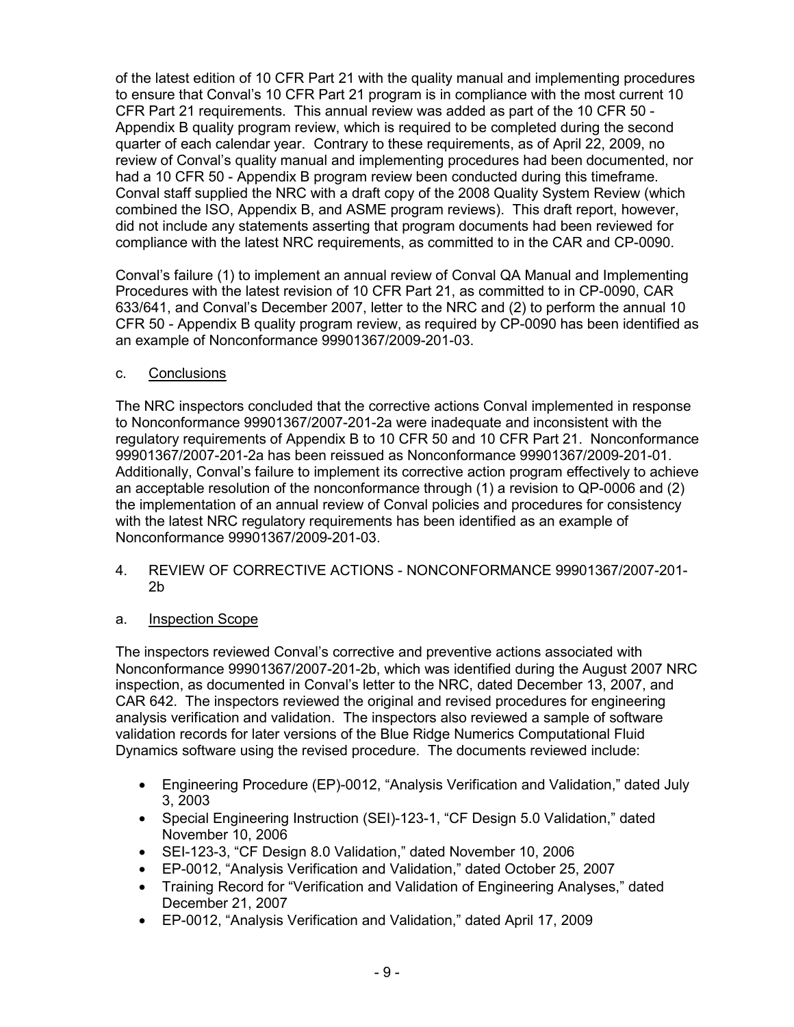of the latest edition of 10 CFR Part 21 with the quality manual and implementing procedures to ensure that Conval's 10 CFR Part 21 program is in compliance with the most current 10 CFR Part 21 requirements. This annual review was added as part of the 10 CFR 50 - Appendix B quality program review, which is required to be completed during the second quarter of each calendar year. Contrary to these requirements, as of April 22, 2009, no review of Conval's quality manual and implementing procedures had been documented, nor had a 10 CFR 50 - Appendix B program review been conducted during this timeframe. Conval staff supplied the NRC with a draft copy of the 2008 Quality System Review (which combined the ISO, Appendix B, and ASME program reviews). This draft report, however, did not include any statements asserting that program documents had been reviewed for compliance with the latest NRC requirements, as committed to in the CAR and CP-0090.

Conval's failure (1) to implement an annual review of Conval QA Manual and Implementing Procedures with the latest revision of 10 CFR Part 21, as committed to in CP-0090, CAR 633/641, and Conval's December 2007, letter to the NRC and (2) to perform the annual 10 CFR 50 - Appendix B quality program review, as required by CP-0090 has been identified as an example of Nonconformance 99901367/2009-201-03.

c. Conclusions

The NRC inspectors concluded that the corrective actions Conval implemented in response to Nonconformance 99901367/2007-201-2a were inadequate and inconsistent with the regulatory requirements of Appendix B to 10 CFR 50 and 10 CFR Part 21. Nonconformance 99901367/2007-201-2a has been reissued as Nonconformance 99901367/2009-201-01. Additionally, Conval's failure to implement its corrective action program effectively to achieve an acceptable resolution of the nonconformance through (1) a revision to QP-0006 and (2) the implementation of an annual review of Conval policies and procedures for consistency with the latest NRC regulatory requirements has been identified as an example of Nonconformance 99901367/2009-201-03.

4. REVIEW OF CORRECTIVE ACTIONS - NONCONFORMANCE 99901367/2007-201-2b

a. Inspection Scope

The inspectors reviewed Conval's corrective and preventive actions associated with Nonconformance 99901367/2007-201-2b, which was identified during the August 2007 NRC inspection, as documented in Conval's letter to the NRC, dated December 13, 2007, and CAR 642. The inspectors reviewed the original and revised procedures for engineering analysis verification and validation. The inspectors also reviewed a sample of software validation records for later versions of the Blue Ridge Numerics Computational Fluid Dynamics software using the revised procedure. The documents reviewed include:

- Engineering Procedure (EP)-0012, "Analysis Verification and Validation," dated July 3, 2003
- Special Engineering Instruction (SEI)-123-1, "CF Design 5.0 Validation," dated November 10, 2006
- SEI-123-3, "CF Design 8.0 Validation," dated November 10, 2006
- EP-0012, "Analysis Verification and Validation," dated October 25, 2007
- Training Record for "Verification and Validation of Engineering Analyses," dated December 21, 2007
- EP-0012, "Analysis Verification and Validation," dated April 17, 2009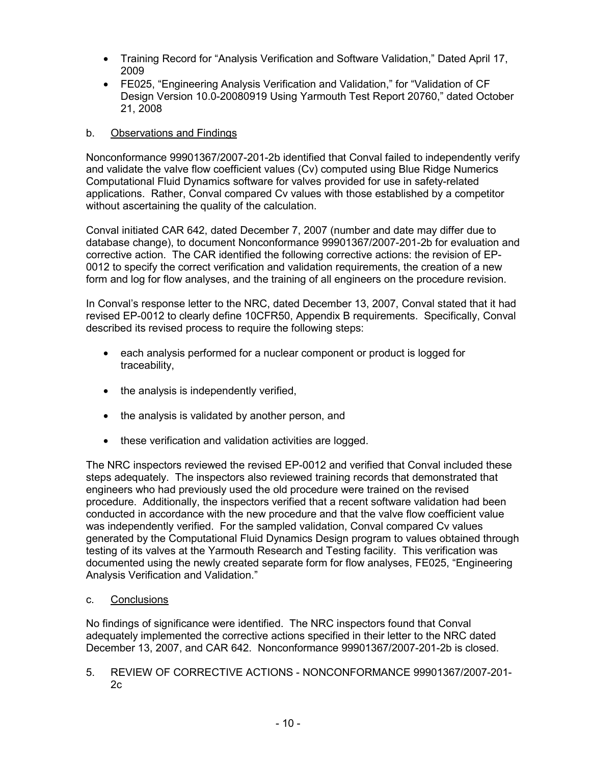- Training Record for "Analysis Verification and Software Validation," Dated April 17, 2009
- FE025, "Engineering Analysis Verification and Validation," for "Validation of CF Design Version 10.0-20080919 Using Yarmouth Test Report 20760," dated October 21, 2008

b. Observations and Findings

Nonconformance 99901367/2007-201-2b identified that Conval failed to independently verify and validate the valve flow coefficient values (Cv) computed using Blue Ridge Numerics Computational Fluid Dynamics software for valves provided for use in safety-related applications. Rather, Conval compared Cv values with those established by a competitor without ascertaining the quality of the calculation.

Conval initiated CAR 642, dated December 7, 2007 (number and date may differ due to database change), to document Nonconformance 99901367/2007-201-2b for evaluation and corrective action. The CAR identified the following corrective actions: the revision of EP-0012 to specify the correct verification and validation requirements, the creation of a new form and log for flow analyses, and the training of all engineers on the procedure revision.

In Conval's response letter to the NRC, dated December 13, 2007, Conval stated that it had revised EP-0012 to clearly define 10CFR50, Appendix B requirements. Specifically, Conval described its revised process to require the following steps:

- each analysis performed for a nuclear component or product is logged for traceability,
- the analysis is independently verified,
- the analysis is validated by another person, and
- these verification and validation activities are logged.

The NRC inspectors reviewed the revised EP-0012 and verified that Conval included these steps adequately. The inspectors also reviewed training records that demonstrated that engineers who had previously used the old procedure were trained on the revised procedure. Additionally, the inspectors verified that a recent software validation had been conducted in accordance with the new procedure and that the valve flow coefficient value was independently verified. For the sampled validation, Conval compared Cv values generated by the Computational Fluid Dynamics Design program to values obtained through testing of its valves at the Yarmouth Research and Testing facility. This verification was documented using the newly created separate form for flow analyses, FE025, "Engineering Analysis Verification and Validation."

c. Conclusions

No findings of significance were identified. The NRC inspectors found that Conval adequately implemented the corrective actions specified in their letter to the NRC dated December 13, 2007, and CAR 642. Nonconformance 99901367/2007-201-2b is closed.

5. REVIEW OF CORRECTIVE ACTIONS - NONCONFORMANCE 99901367/2007-201-2c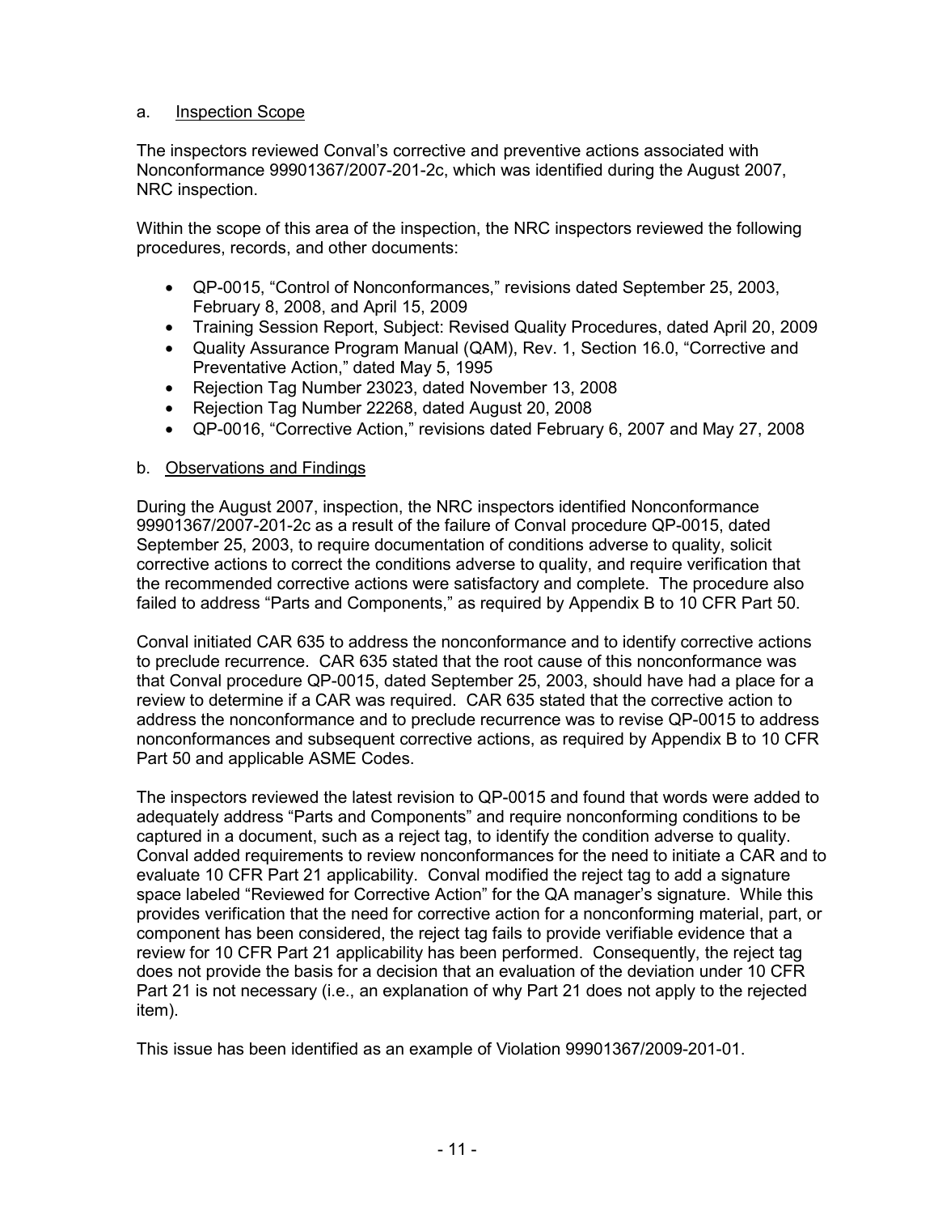a. Inspection Scope

The inspectors reviewed Conval's corrective and preventive actions associated with Nonconformance 99901367/2007-201-2c, which was identified during the August 2007, NRC inspection.

Within the scope of this area of the inspection, the NRC inspectors reviewed the following procedures, records, and other documents:

- QP-0015, "Control of Nonconformances," revisions dated September 25, 2003, February 8, 2008, and April 15, 2009
- Training Session Report, Subject: Revised Quality Procedures, dated April 20, 2009
- Quality Assurance Program Manual (QAM), Rev. 1, Section 16.0, "Corrective and Preventative Action," dated May 5, 1995
- Rejection Tag Number 23023, dated November 13, 2008
- Rejection Tag Number 22268, dated August 20, 2008
- QP-0016, "Corrective Action," revisions dated February 6, 2007 and May 27, 2008

b. Observations and Findings

During the August 2007, inspection, the NRC inspectors identified Nonconformance 99901367/2007-201-2c as a result of the failure of Conval procedure QP-0015, dated September 25, 2003, to require documentation of conditions adverse to quality, solicit corrective actions to correct the conditions adverse to quality, and require verification that the recommended corrective actions were satisfactory and complete. The procedure also failed to address "Parts and Components," as required by Appendix B to 10 CFR Part 50.

Conval initiated CAR 635 to address the nonconformance and to identify corrective actions to preclude recurrence. CAR 635 stated that the root cause of this nonconformance was that Conval procedure QP-0015, dated September 25, 2003, should have had a place for a review to determine if a CAR was required. CAR 635 stated that the corrective action to address the nonconformance and to preclude recurrence was to revise QP-0015 to address nonconformances and subsequent corrective actions, as required by Appendix B to 10 CFR Part 50 and applicable ASME Codes.

The inspectors reviewed the latest revision to QP-0015 and found that words were added to adequately address "Parts and Components" and require nonconforming conditions to be captured in a document, such as a reject tag, to identify the condition adverse to quality. Conval added requirements to review nonconformances for the need to initiate a CAR and to evaluate 10 CFR Part 21 applicability. Conval modified the reject tag to add a signature space labeled "Reviewed for Corrective Action" for the QA manager's signature. While this provides verification that the need for corrective action for a nonconforming material, part, or component has been considered, the reject tag fails to provide verifiable evidence that a review for 10 CFR Part 21 applicability has been performed. Consequently, the reject tag does not provide the basis for a decision that an evaluation of the deviation under 10 CFR Part 21 is not necessary (i.e., an explanation of why Part 21 does not apply to the rejected item).

This issue has been identified as an example of Violation 99901367/2009-201-01.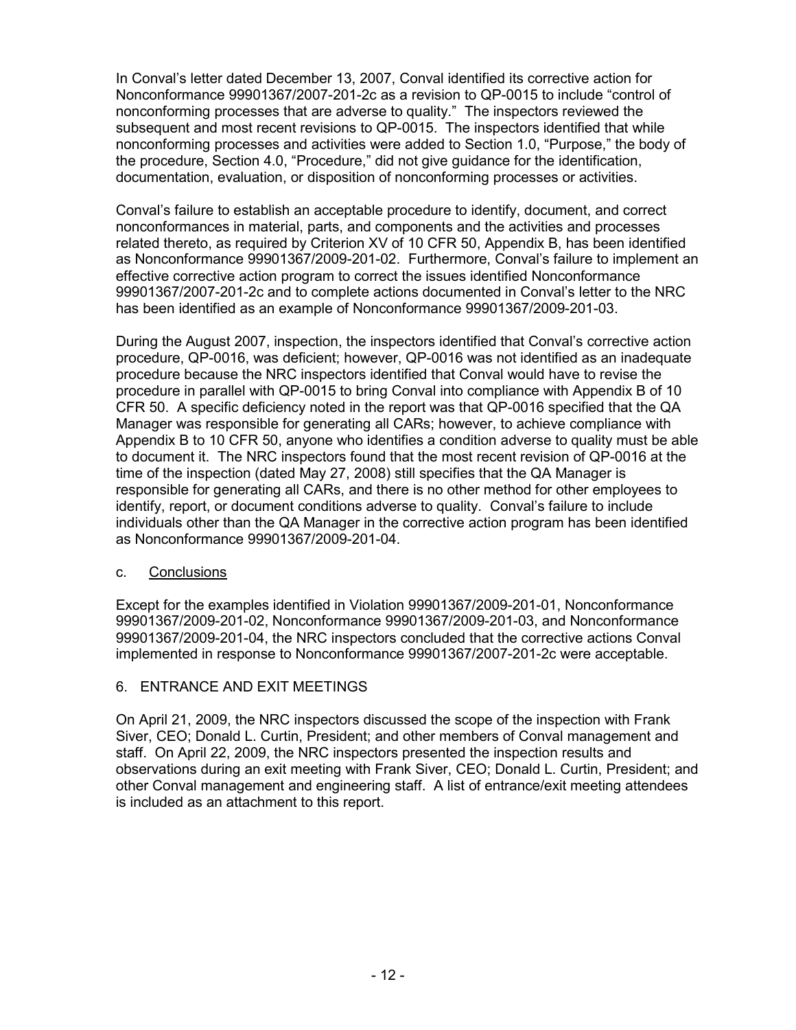In Conval's letter dated December 13, 2007, Conval identified its corrective action for Nonconformance 99901367/2007-201-2c as a revision to QP-0015 to include "control of nonconforming processes that are adverse to quality." The inspectors reviewed the subsequent and most recent revisions to QP-0015. The inspectors identified that while nonconforming processes and activities were added to Section 1.0, "Purpose," the body of the procedure, Section 4.0, "Procedure," did not give guidance for the identification, documentation, evaluation, or disposition of nonconforming processes or activities.

Conval's failure to establish an acceptable procedure to identify, document, and correct nonconformances in material, parts, and components and the activities and processes related thereto, as required by Criterion XV of 10 CFR 50, Appendix B, has been identified as Nonconformance 99901367/2009-201-02. Furthermore, Conval's failure to implement an effective corrective action program to correct the issues identified Nonconformance 99901367/2007-201-2c and to complete actions documented in Conval's letter to the NRC has been identified as an example of Nonconformance 99901367/2009-201-03.

During the August 2007, inspection, the inspectors identified that Conval's corrective action procedure, QP-0016, was deficient; however, QP-0016 was not identified as an inadequate procedure because the NRC inspectors identified that Conval would have to revise the procedure in parallel with QP-0015 to bring Conval into compliance with Appendix B of 10 CFR 50. A specific deficiency noted in the report was that QP-0016 specified that the QA Manager was responsible for generating all CARs; however, to achieve compliance with Appendix B to 10 CFR 50, anyone who identifies a condition adverse to quality must be able to document it. The NRC inspectors found that the most recent revision of QP-0016 at the time of the inspection (dated May 27, 2008) still specifies that the QA Manager is responsible for generating all CARs, and there is no other method for other employees to identify, report, or document conditions adverse to quality. Conval's failure to include individuals other than the QA Manager in the corrective action program has been identified as Nonconformance 99901367/2009-201-04.

c. Conclusions

Except for the examples identified in Violation 99901367/2009-201-01, Nonconformance 99901367/2009-201-02, Nonconformance 99901367/2009-201-03, and Nonconformance 99901367/2009-201-04, the NRC inspectors concluded that the corrective actions Conval implemented in response to Nonconformance 99901367/2007-201-2c were acceptable.

## 6. ENTRANCE AND EXIT MEETINGS

On April 21, 2009, the NRC inspectors discussed the scope of the inspection with Frank Siver, CEO; Donald L. Curtin, President; and other members of Conval management and staff. On April 22, 2009, the NRC inspectors presented the inspection results and observations during an exit meeting with Frank Siver, CEO; Donald L. Curtin, President; and other Conval management and engineering staff. A list of entrance/exit meeting attendees is included as an attachment to this report.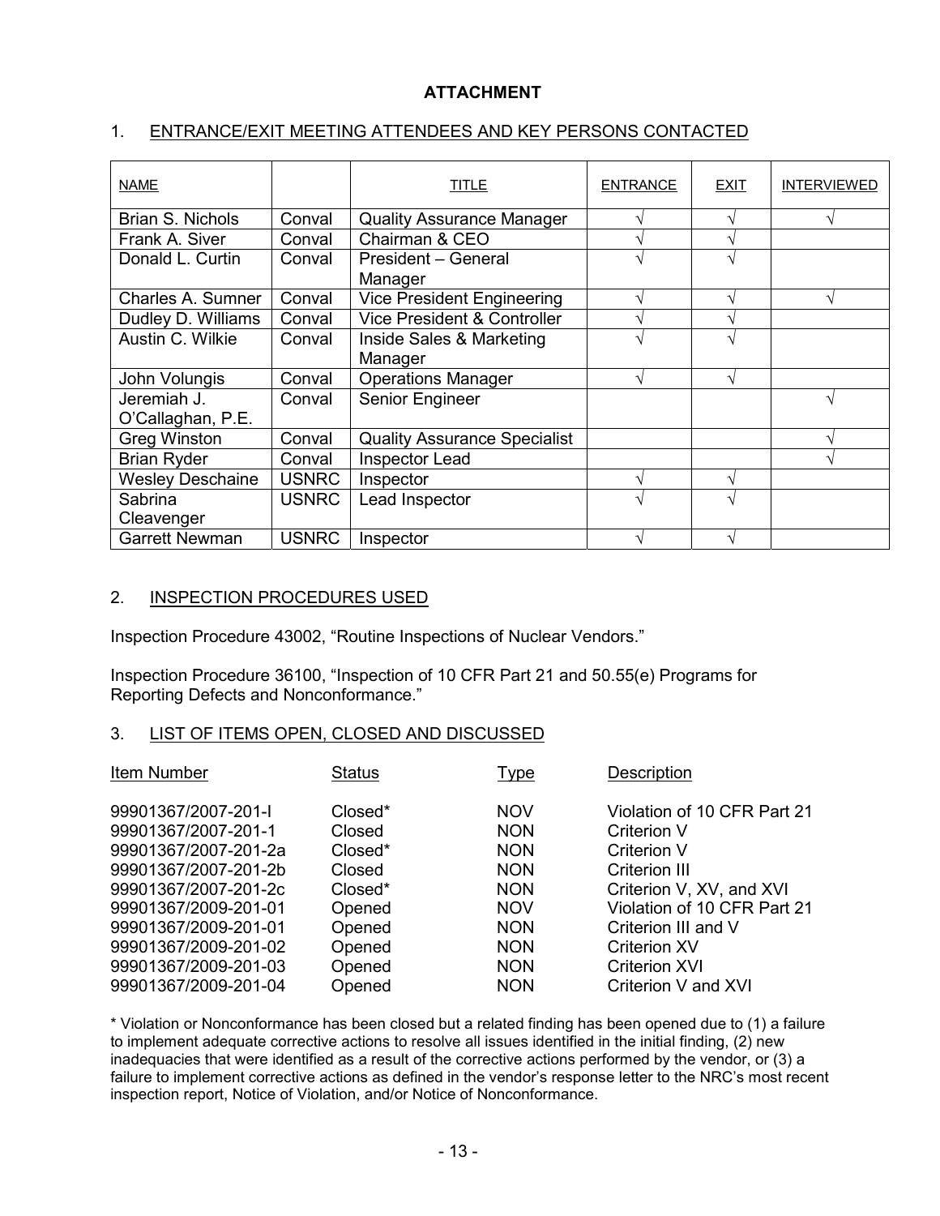# ATTACHMENT

## 1. ENTRANCE/EXIT MEETING ATTENDEES AND KEY PERSONS CONTACTED

| NAME | | TITLE | ENTRANCE | EXIT | INTERVIEWED |
|---|---|---|---|---|---|
| Brian S. Nichols | Conval | Quality Assurance Manager | √ | √ | √ |
| Frank A. Siver | Conval | Chairman & CEO | √ | √ | |
| Donald L. Curtin | Conval | President – General Manager | √ | √ | |
| Charles A. Sumner | Conval | Vice President Engineering | √ | √ | √ |
| Dudley D. Williams | Conval | Vice President & Controller | √ | √ | |
| Austin C. Wilkie | Conval | Inside Sales & Marketing Manager | √ | √ | |
| John Volungis | Conval | Operations Manager | √ | √ | |
| Jeremiah J. O'Callaghan, P.E. | Conval | Senior Engineer | | | √ |
| Greg Winston | Conval | Quality Assurance Specialist | | | √ |
| Brian Ryder | Conval | Inspector Lead | | | √ |
| Wesley Deschaine | USNRC | Inspector | √ | √ | |
| Sabrina Cleavenger | USNRC | Lead Inspector | √ | √ | |
| Garrett Newman | USNRC | Inspector | √ | √ | |

## 2. INSPECTION PROCEDURES USED

Inspection Procedure 43002, "Routine Inspections of Nuclear Vendors."

Inspection Procedure 36100, "Inspection of 10 CFR Part 21 and 50.55(e) Programs for Reporting Defects and Nonconformance."

## 3. LIST OF ITEMS OPEN, CLOSED AND DISCUSSED

| Item Number | Status | Type | Description |
|---|---|---|---|
| 99901367/2007-201-I | Closed* | NOV | Violation of 10 CFR Part 21 |
| 99901367/2007-201-1 | Closed | NON | Criterion V |
| 99901367/2007-201-2a | Closed* | NON | Criterion V |
| 99901367/2007-201-2b | Closed | NON | Criterion III |
| 99901367/2007-201-2c | Closed* | NON | Criterion V, XV, and XVI |
| 99901367/2009-201-01 | Opened | NOV | Violation of 10 CFR Part 21 |
| 99901367/2009-201-01 | Opened | NON | Criterion III and V |
| 99901367/2009-201-02 | Opened | NON | Criterion XV |
| 99901367/2009-201-03 | Opened | NON | Criterion XVI |
| 99901367/2009-201-04 | Opened | NON | Criterion V and XVI |

* Violation or Nonconformance has been closed but a related finding has been opened due to (1) a failure to implement adequate corrective actions to resolve all issues identified in the initial finding, (2) new inadequacies that were identified as a result of the corrective actions performed by the vendor, or (3) a failure to implement corrective actions as defined in the vendor's response letter to the NRC's most recent inspection report, Notice of Violation, and/or Notice of Nonconformance.